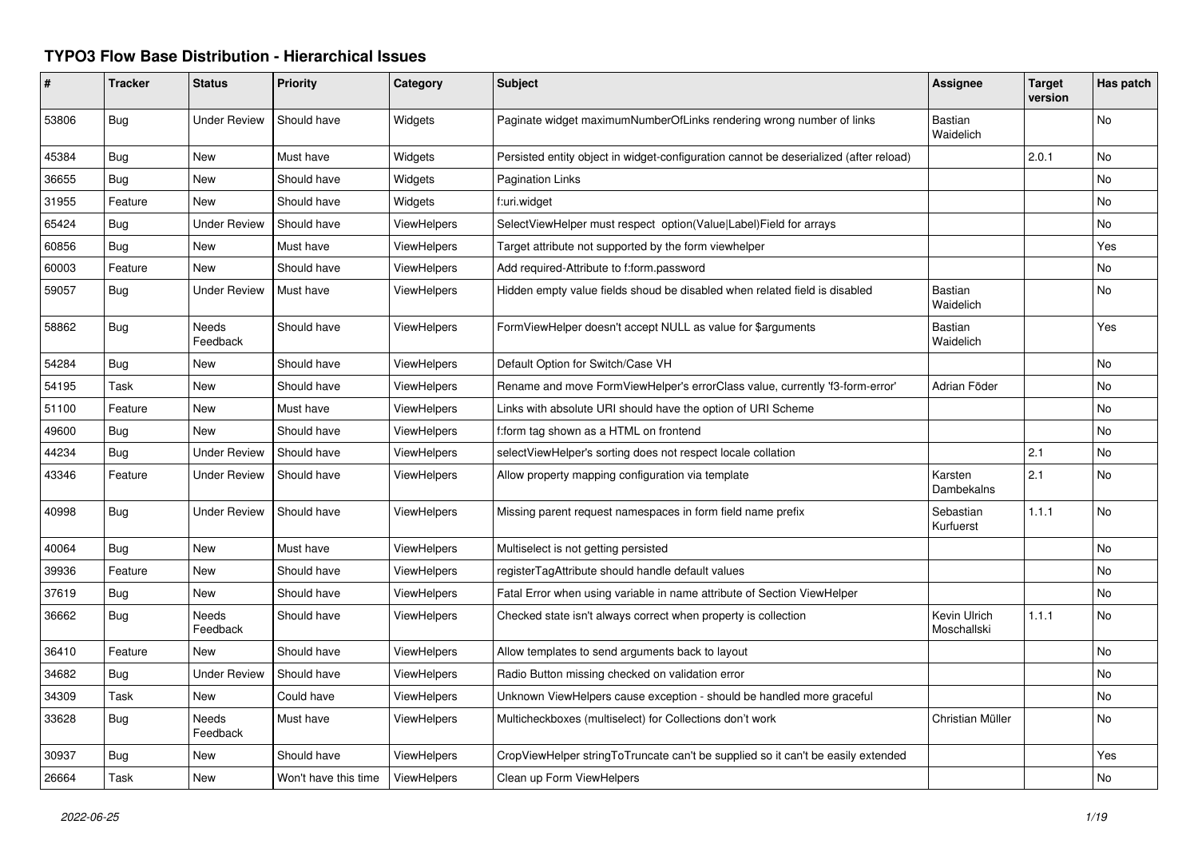# TYPO3 Flow Base Distribution - Hierarchical Issues

| # | Tracker | Status | Priority | Category | Subject | Assignee | Target version | Has patch |
|---|---|---|---|---|---|---|---|---|
| 53806 | Bug | Under Review | Should have | Widgets | Paginate widget maximumNumberOfLinks rendering wrong number of links | Bastian Waidelich | | No |
| 45384 | Bug | New | Must have | Widgets | Persisted entity object in widget-configuration cannot be deserialized (after reload) | | 2.0.1 | No |
| 36655 | Bug | New | Should have | Widgets | Pagination Links | | | No |
| 31955 | Feature | New | Should have | Widgets | f:uri.widget | | | No |
| 65424 | Bug | Under Review | Should have | ViewHelpers | SelectViewHelper must respect option(Value\|Label)Field for arrays | | | No |
| 60856 | Bug | New | Must have | ViewHelpers | Target attribute not supported by the form viewhelper | | | Yes |
| 60003 | Feature | New | Should have | ViewHelpers | Add required-Attribute to f:form.password | | | No |
| 59057 | Bug | Under Review | Must have | ViewHelpers | Hidden empty value fields shoud be disabled when related field is disabled | Bastian Waidelich | | No |
| 58862 | Bug | Needs Feedback | Should have | ViewHelpers | FormViewHelper doesn't accept NULL as value for $arguments | Bastian Waidelich | | Yes |
| 54284 | Bug | New | Should have | ViewHelpers | Default Option for Switch/Case VH | | | No |
| 54195 | Task | New | Should have | ViewHelpers | Rename and move FormViewHelper's errorClass value, currently 'f3-form-error' | Adrian Föder | | No |
| 51100 | Feature | New | Must have | ViewHelpers | Links with absolute URI should have the option of URI Scheme | | | No |
| 49600 | Bug | New | Should have | ViewHelpers | f:form tag shown as a HTML on frontend | | | No |
| 44234 | Bug | Under Review | Should have | ViewHelpers | selectViewHelper's sorting does not respect locale collation | | 2.1 | No |
| 43346 | Feature | Under Review | Should have | ViewHelpers | Allow property mapping configuration via template | Karsten Dambekalns | 2.1 | No |
| 40998 | Bug | Under Review | Should have | ViewHelpers | Missing parent request namespaces in form field name prefix | Sebastian Kurfuerst | 1.1.1 | No |
| 40064 | Bug | New | Must have | ViewHelpers | Multiselect is not getting persisted | | | No |
| 39936 | Feature | New | Should have | ViewHelpers | registerTagAttribute should handle default values | | | No |
| 37619 | Bug | New | Should have | ViewHelpers | Fatal Error when using variable in name attribute of Section ViewHelper | | | No |
| 36662 | Bug | Needs Feedback | Should have | ViewHelpers | Checked state isn't always correct when property is collection | Kevin Ulrich Moschallski | 1.1.1 | No |
| 36410 | Feature | New | Should have | ViewHelpers | Allow templates to send arguments back to layout | | | No |
| 34682 | Bug | Under Review | Should have | ViewHelpers | Radio Button missing checked on validation error | | | No |
| 34309 | Task | New | Could have | ViewHelpers | Unknown ViewHelpers cause exception - should be handled more graceful | | | No |
| 33628 | Bug | Needs Feedback | Must have | ViewHelpers | Multicheckboxes (multiselect) for Collections don't work | Christian Müller | | No |
| 30937 | Bug | New | Should have | ViewHelpers | CropViewHelper stringToTruncate can't be supplied so it can't be easily extended | | | Yes |
| 26664 | Task | New | Won't have this time | ViewHelpers | Clean up Form ViewHelpers | | | No |

*2022-06-25*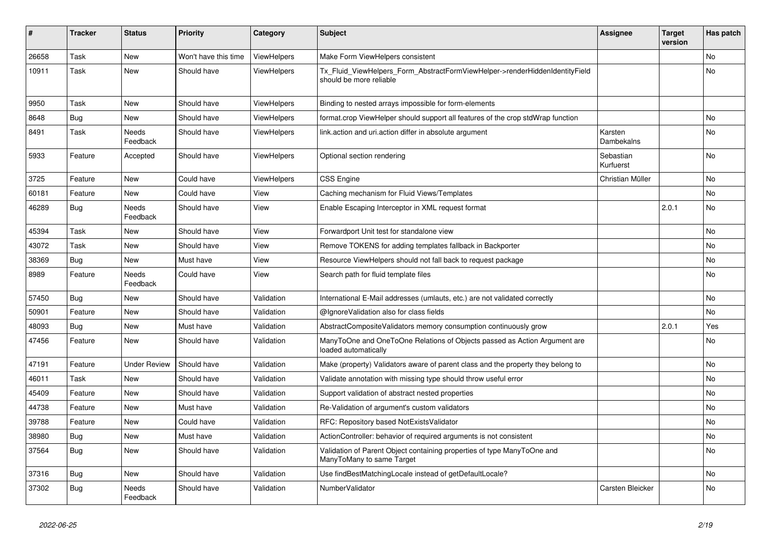| # | Tracker | Status | Priority | Category | Subject | Assignee | Target version | Has patch |
|---|---|---|---|---|---|---|---|---|
| 26658 | Task | New | Won't have this time | ViewHelpers | Make Form ViewHelpers consistent | | | No |
| 10911 | Task | New | Should have | ViewHelpers | Tx_Fluid_ViewHelpers_Form_AbstractFormViewHelper->renderHiddenIdentityField should be more reliable | | | No |
| 9950 | Task | New | Should have | ViewHelpers | Binding to nested arrays impossible for form-elements | | | |
| 8648 | Bug | New | Should have | ViewHelpers | format.crop ViewHelper should support all features of the crop stdWrap function | | | No |
| 8491 | Task | Needs Feedback | Should have | ViewHelpers | link.action and uri.action differ in absolute argument | Karsten Dambekalns | | No |
| 5933 | Feature | Accepted | Should have | ViewHelpers | Optional section rendering | Sebastian Kurfuerst | | No |
| 3725 | Feature | New | Could have | ViewHelpers | CSS Engine | Christian Müller | | No |
| 60181 | Feature | New | Could have | View | Caching mechanism for Fluid Views/Templates | | | No |
| 46289 | Bug | Needs Feedback | Should have | View | Enable Escaping Interceptor in XML request format | | 2.0.1 | No |
| 45394 | Task | New | Should have | View | Forwardport Unit test for standalone view | | | No |
| 43072 | Task | New | Should have | View | Remove TOKENS for adding templates fallback in Backporter | | | No |
| 38369 | Bug | New | Must have | View | Resource ViewHelpers should not fall back to request package | | | No |
| 8989 | Feature | Needs Feedback | Could have | View | Search path for fluid template files | | | No |
| 57450 | Bug | New | Should have | Validation | International E-Mail addresses (umlauts, etc.) are not validated correctly | | | No |
| 50901 | Feature | New | Should have | Validation | @IgnoreValidation also for class fields | | | No |
| 48093 | Bug | New | Must have | Validation | AbstractCompositeValidators memory consumption continuously grow | | 2.0.1 | Yes |
| 47456 | Feature | New | Should have | Validation | ManyToOne and OneToOne Relations of Objects passed as Action Argument are loaded automatically | | | No |
| 47191 | Feature | Under Review | Should have | Validation | Make (property) Validators aware of parent class and the property they belong to | | | No |
| 46011 | Task | New | Should have | Validation | Validate annotation with missing type should throw useful error | | | No |
| 45409 | Feature | New | Should have | Validation | Support validation of abstract nested properties | | | No |
| 44738 | Feature | New | Must have | Validation | Re-Validation of argument's custom validators | | | No |
| 39788 | Feature | New | Could have | Validation | RFC: Repository based NotExistsValidator | | | No |
| 38980 | Bug | New | Must have | Validation | ActionController: behavior of required arguments is not consistent | | | No |
| 37564 | Bug | New | Should have | Validation | Validation of Parent Object containing properties of type ManyToOne and ManyToMany to same Target | | | No |
| 37316 | Bug | New | Should have | Validation | Use findBestMatchingLocale instead of getDefaultLocale? | | | No |
| 37302 | Bug | Needs Feedback | Should have | Validation | NumberValidator | Carsten Bleicker | | No |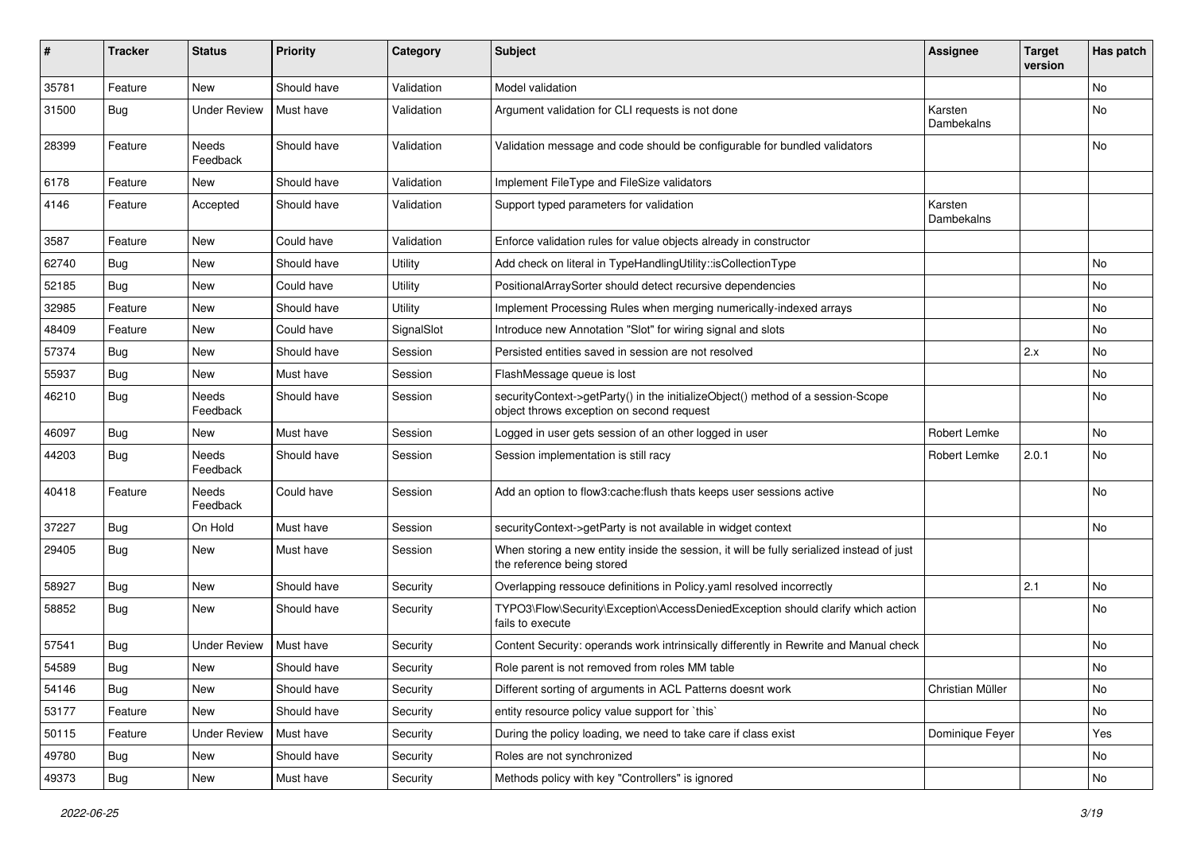| # | Tracker | Status | Priority | Category | Subject | Assignee | Target version | Has patch |
|---|---|---|---|---|---|---|---|---|
| 35781 | Feature | New | Should have | Validation | Model validation | | | No |
| 31500 | Bug | Under Review | Must have | Validation | Argument validation for CLI requests is not done | Karsten Dambekalns | | No |
| 28399 | Feature | Needs Feedback | Should have | Validation | Validation message and code should be configurable for bundled validators | | | No |
| 6178 | Feature | New | Should have | Validation | Implement FileType and FileSize validators | | | |
| 4146 | Feature | Accepted | Should have | Validation | Support typed parameters for validation | Karsten Dambekalns | | |
| 3587 | Feature | New | Could have | Validation | Enforce validation rules for value objects already in constructor | | | |
| 62740 | Bug | New | Should have | Utility | Add check on literal in TypeHandlingUtility::isCollectionType | | | No |
| 52185 | Bug | New | Could have | Utility | PositionalArraySorter should detect recursive dependencies | | | No |
| 32985 | Feature | New | Should have | Utility | Implement Processing Rules when merging numerically-indexed arrays | | | No |
| 48409 | Feature | New | Could have | SignalSlot | Introduce new Annotation "Slot" for wiring signal and slots | | | No |
| 57374 | Bug | New | Should have | Session | Persisted entities saved in session are not resolved | | 2.x | No |
| 55937 | Bug | New | Must have | Session | FlashMessage queue is lost | | | No |
| 46210 | Bug | Needs Feedback | Should have | Session | securityContext->getParty() in the initializeObject() method of a session-Scope object throws exception on second request | | | No |
| 46097 | Bug | New | Must have | Session | Logged in user gets session of an other logged in user | Robert Lemke | | No |
| 44203 | Bug | Needs Feedback | Should have | Session | Session implementation is still racy | Robert Lemke | 2.0.1 | No |
| 40418 | Feature | Needs Feedback | Could have | Session | Add an option to flow3:cache:flush thats keeps user sessions active | | | No |
| 37227 | Bug | On Hold | Must have | Session | securityContext->getParty is not available in widget context | | | No |
| 29405 | Bug | New | Must have | Session | When storing a new entity inside the session, it will be fully serialized instead of just the reference being stored | | | |
| 58927 | Bug | New | Should have | Security | Overlapping ressouce definitions in Policy.yaml resolved incorrectly | | 2.1 | No |
| 58852 | Bug | New | Should have | Security | TYPO3\Flow\Security\Exception\AccessDeniedException should clarify which action fails to execute | | | No |
| 57541 | Bug | Under Review | Must have | Security | Content Security: operands work intrinsically differently in Rewrite and Manual check | | | No |
| 54589 | Bug | New | Should have | Security | Role parent is not removed from roles MM table | | | No |
| 54146 | Bug | New | Should have | Security | Different sorting of arguments in ACL Patterns doesnt work | Christian Müller | | No |
| 53177 | Feature | New | Should have | Security | entity resource policy value support for `this` | | | No |
| 50115 | Feature | Under Review | Must have | Security | During the policy loading, we need to take care if class exist | Dominique Feyer | | Yes |
| 49780 | Bug | New | Should have | Security | Roles are not synchronized | | | No |
| 49373 | Bug | New | Must have | Security | Methods policy with key "Controllers" is ignored | | | No |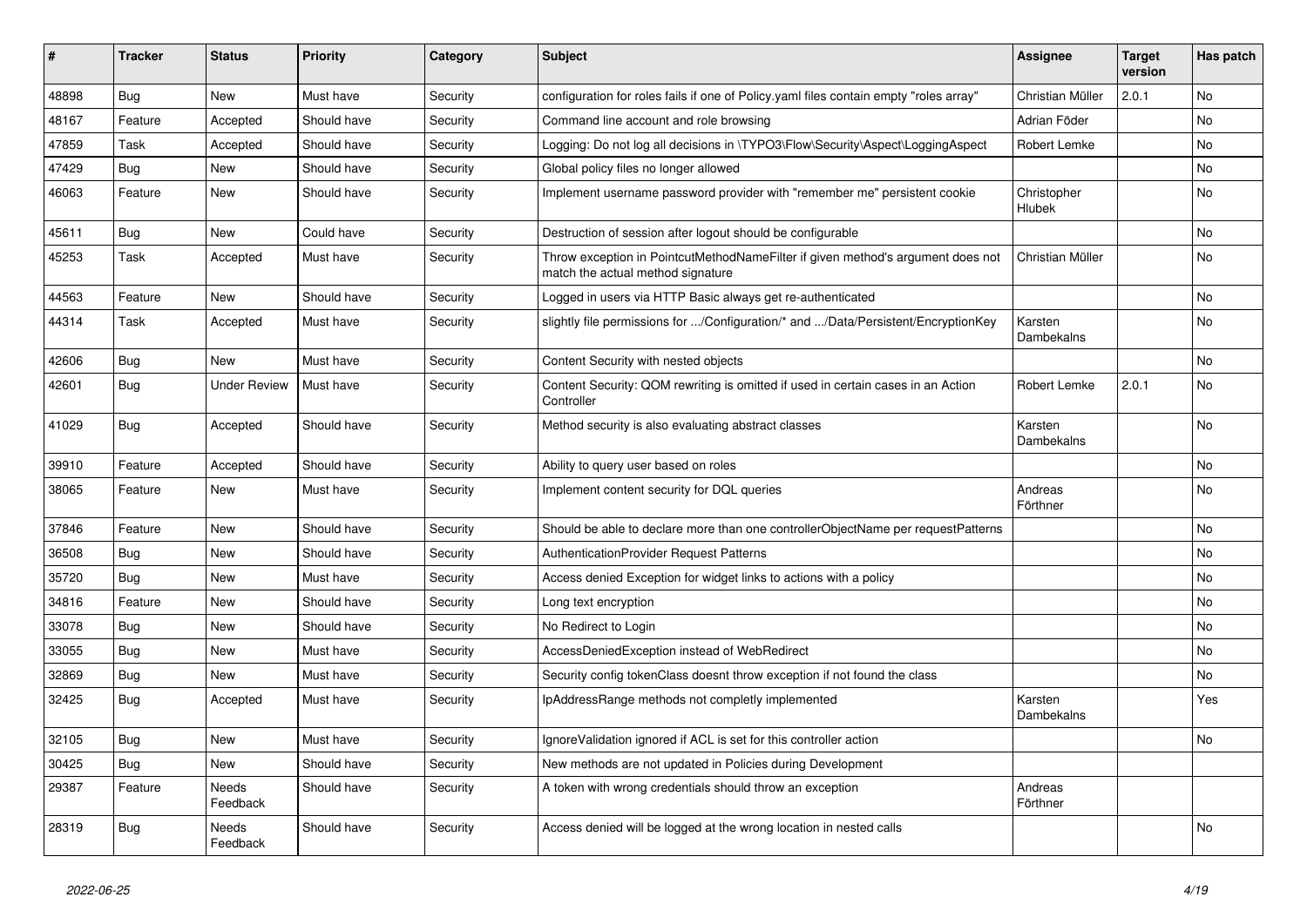| # | Tracker | Status | Priority | Category | Subject | Assignee | Target version | Has patch |
|---|---|---|---|---|---|---|---|---|
| 48898 | Bug | New | Must have | Security | configuration for roles fails if one of Policy.yaml files contain empty "roles array" | Christian Müller | 2.0.1 | No |
| 48167 | Feature | Accepted | Should have | Security | Command line account and role browsing | Adrian Föder | | No |
| 47859 | Task | Accepted | Should have | Security | Logging: Do not log all decisions in \TYPO3\Flow\Security\Aspect\LoggingAspect | Robert Lemke | | No |
| 47429 | Bug | New | Should have | Security | Global policy files no longer allowed | | | No |
| 46063 | Feature | New | Should have | Security | Implement username password provider with "remember me" persistent cookie | Christopher Hlubek | | No |
| 45611 | Bug | New | Could have | Security | Destruction of session after logout should be configurable | | | No |
| 45253 | Task | Accepted | Must have | Security | Throw exception in PointcutMethodNameFilter if given method's argument does not match the actual method signature | Christian Müller | | No |
| 44563 | Feature | New | Should have | Security | Logged in users via HTTP Basic always get re-authenticated | | | No |
| 44314 | Task | Accepted | Must have | Security | slightly file permissions for .../Configuration/* and .../Data/Persistent/EncryptionKey | Karsten Dambekalns | | No |
| 42606 | Bug | New | Must have | Security | Content Security with nested objects | | | No |
| 42601 | Bug | Under Review | Must have | Security | Content Security: QOM rewriting is omitted if used in certain cases in an Action Controller | Robert Lemke | 2.0.1 | No |
| 41029 | Bug | Accepted | Should have | Security | Method security is also evaluating abstract classes | Karsten Dambekalns | | No |
| 39910 | Feature | Accepted | Should have | Security | Ability to query user based on roles | | | No |
| 38065 | Feature | New | Must have | Security | Implement content security for DQL queries | Andreas Förthner | | No |
| 37846 | Feature | New | Should have | Security | Should be able to declare more than one controllerObjectName per requestPatterns | | | No |
| 36508 | Bug | New | Should have | Security | AuthenticationProvider Request Patterns | | | No |
| 35720 | Bug | New | Must have | Security | Access denied Exception for widget links to actions with a policy | | | No |
| 34816 | Feature | New | Should have | Security | Long text encryption | | | No |
| 33078 | Bug | New | Should have | Security | No Redirect to Login | | | No |
| 33055 | Bug | New | Must have | Security | AccessDeniedException instead of WebRedirect | | | No |
| 32869 | Bug | New | Must have | Security | Security config tokenClass doesnt throw exception if not found the class | | | No |
| 32425 | Bug | Accepted | Must have | Security | IpAddressRange methods not completly implemented | Karsten Dambekalns | | Yes |
| 32105 | Bug | New | Must have | Security | IgnoreValidation ignored if ACL is set for this controller action | | | No |
| 30425 | Bug | New | Should have | Security | New methods are not updated in Policies during Development | | | |
| 29387 | Feature | Needs Feedback | Should have | Security | A token with wrong credentials should throw an exception | Andreas Förthner | | |
| 28319 | Bug | Needs Feedback | Should have | Security | Access denied will be logged at the wrong location in nested calls | | | No |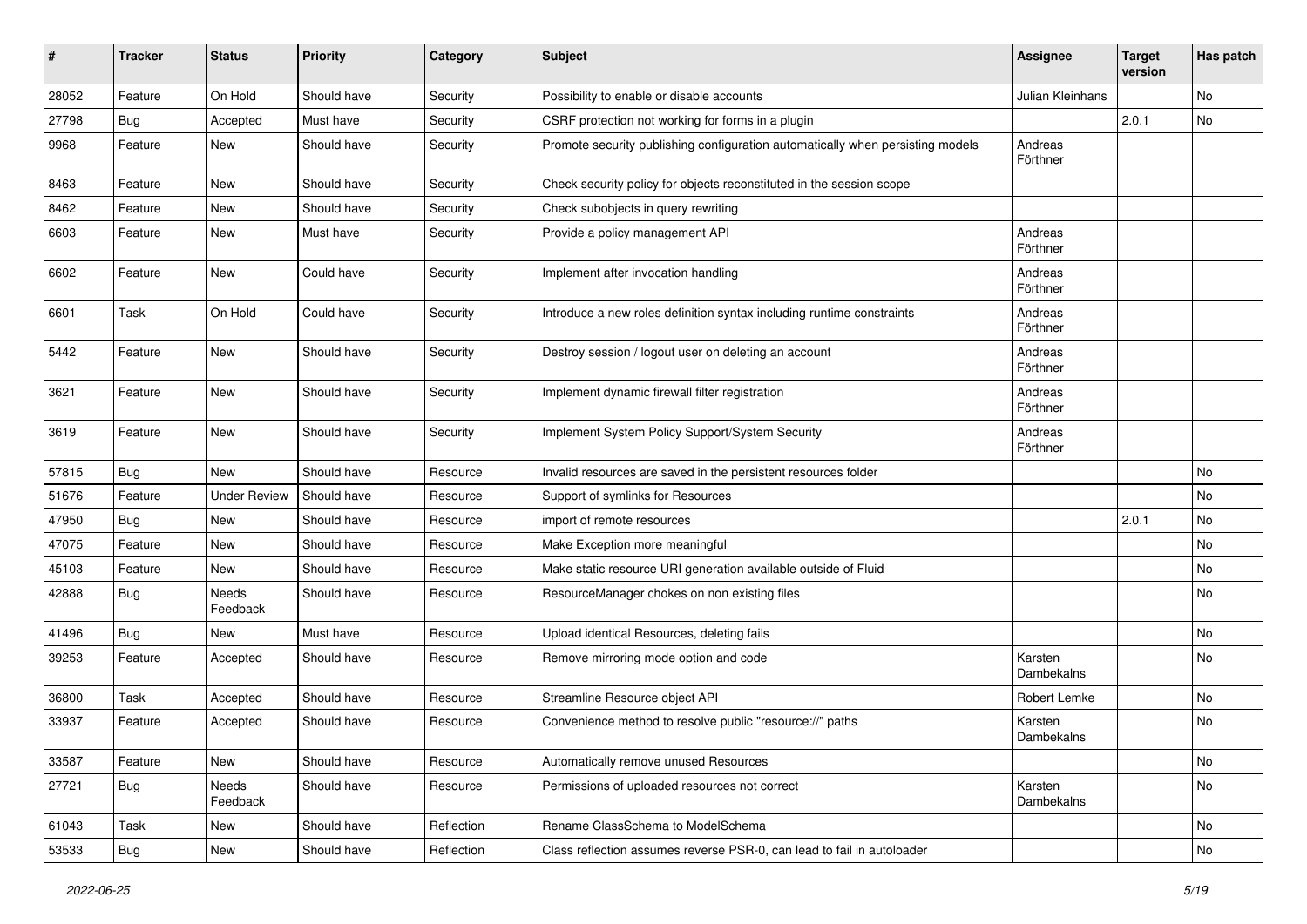| # | Tracker | Status | Priority | Category | Subject | Assignee | Target version | Has patch |
|---|---|---|---|---|---|---|---|---|
| 28052 | Feature | On Hold | Should have | Security | Possibility to enable or disable accounts | Julian Kleinhans | | No |
| 27798 | Bug | Accepted | Must have | Security | CSRF protection not working for forms in a plugin | | 2.0.1 | No |
| 9968 | Feature | New | Should have | Security | Promote security publishing configuration automatically when persisting models | Andreas Förthner | | |
| 8463 | Feature | New | Should have | Security | Check security policy for objects reconstituted in the session scope | | | |
| 8462 | Feature | New | Should have | Security | Check subobjects in query rewriting | | | |
| 6603 | Feature | New | Must have | Security | Provide a policy management API | Andreas Förthner | | |
| 6602 | Feature | New | Could have | Security | Implement after invocation handling | Andreas Förthner | | |
| 6601 | Task | On Hold | Could have | Security | Introduce a new roles definition syntax including runtime constraints | Andreas Förthner | | |
| 5442 | Feature | New | Should have | Security | Destroy session / logout user on deleting an account | Andreas Förthner | | |
| 3621 | Feature | New | Should have | Security | Implement dynamic firewall filter registration | Andreas Förthner | | |
| 3619 | Feature | New | Should have | Security | Implement System Policy Support/System Security | Andreas Förthner | | |
| 57815 | Bug | New | Should have | Resource | Invalid resources are saved in the persistent resources folder | | | No |
| 51676 | Feature | Under Review | Should have | Resource | Support of symlinks for Resources | | | No |
| 47950 | Bug | New | Should have | Resource | import of remote resources | | 2.0.1 | No |
| 47075 | Feature | New | Should have | Resource | Make Exception more meaningful | | | No |
| 45103 | Feature | New | Should have | Resource | Make static resource URI generation available outside of Fluid | | | No |
| 42888 | Bug | Needs Feedback | Should have | Resource | ResourceManager chokes on non existing files | | | No |
| 41496 | Bug | New | Must have | Resource | Upload identical Resources, deleting fails | | | No |
| 39253 | Feature | Accepted | Should have | Resource | Remove mirroring mode option and code | Karsten Dambekalns | | No |
| 36800 | Task | Accepted | Should have | Resource | Streamline Resource object API | Robert Lemke | | No |
| 33937 | Feature | Accepted | Should have | Resource | Convenience method to resolve public "resource://" paths | Karsten Dambekalns | | No |
| 33587 | Feature | New | Should have | Resource | Automatically remove unused Resources | | | No |
| 27721 | Bug | Needs Feedback | Should have | Resource | Permissions of uploaded resources not correct | Karsten Dambekalns | | No |
| 61043 | Task | New | Should have | Reflection | Rename ClassSchema to ModelSchema | | | No |
| 53533 | Bug | New | Should have | Reflection | Class reflection assumes reverse PSR-0, can lead to fail in autoloader | | | No |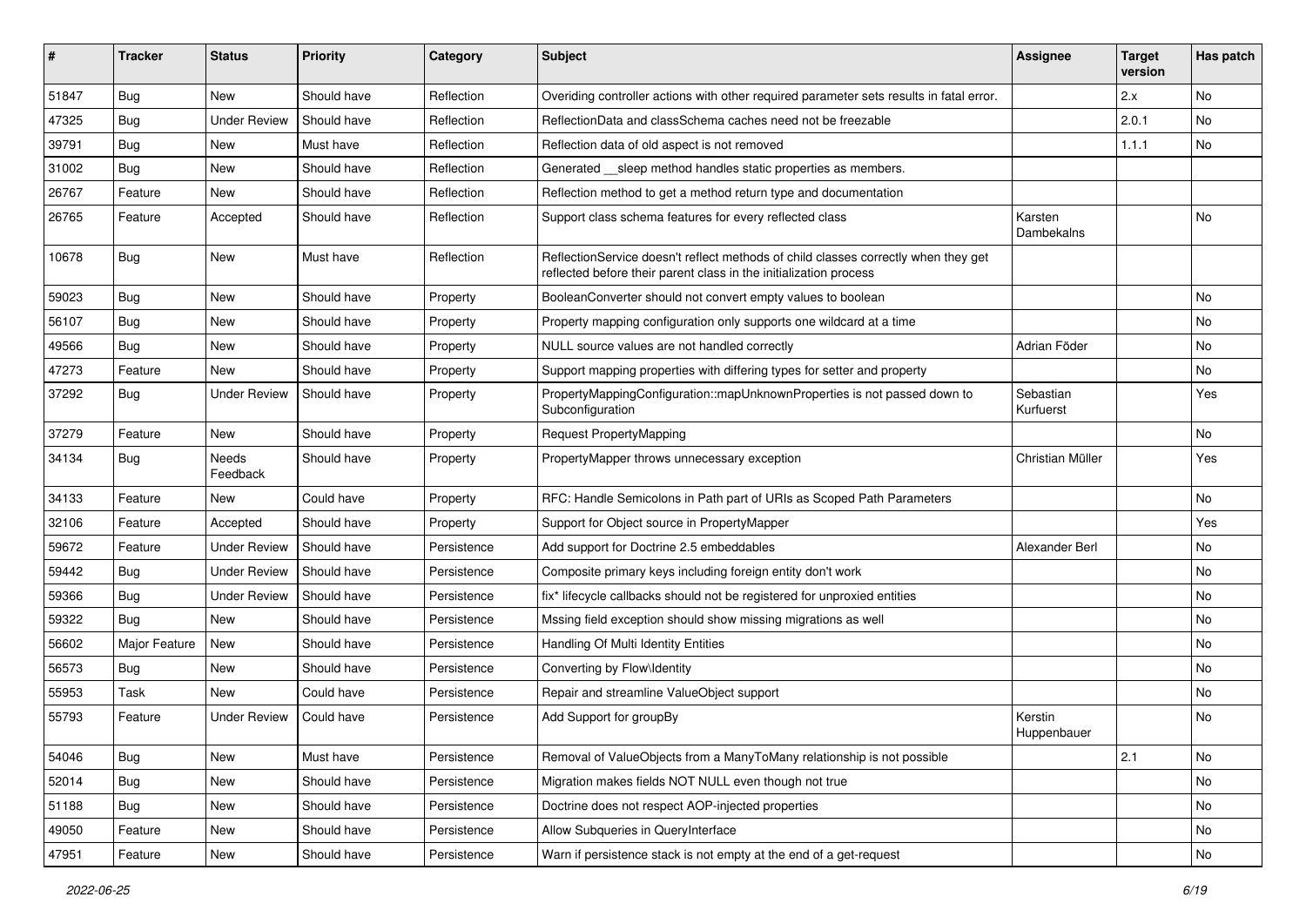| # | Tracker | Status | Priority | Category | Subject | Assignee | Target version | Has patch |
|---|---|---|---|---|---|---|---|---|
| 51847 | Bug | New | Should have | Reflection | Overiding controller actions with other required parameter sets results in fatal error. | | 2.x | No |
| 47325 | Bug | Under Review | Should have | Reflection | ReflectionData and classSchema caches need not be freezable | | 2.0.1 | No |
| 39791 | Bug | New | Must have | Reflection | Reflection data of old aspect is not removed | | 1.1.1 | No |
| 31002 | Bug | New | Should have | Reflection | Generated __sleep method handles static properties as members. | | | |
| 26767 | Feature | New | Should have | Reflection | Reflection method to get a method return type and documentation | | | |
| 26765 | Feature | Accepted | Should have | Reflection | Support class schema features for every reflected class | Karsten Dambekalns | | No |
| 10678 | Bug | New | Must have | Reflection | ReflectionService doesn't reflect methods of child classes correctly when they get reflected before their parent class in the initialization process | | | |
| 59023 | Bug | New | Should have | Property | BooleanConverter should not convert empty values to boolean | | | No |
| 56107 | Bug | New | Should have | Property | Property mapping configuration only supports one wildcard at a time | | | No |
| 49566 | Bug | New | Should have | Property | NULL source values are not handled correctly | Adrian Föder | | No |
| 47273 | Feature | New | Should have | Property | Support mapping properties with differing types for setter and property | | | No |
| 37292 | Bug | Under Review | Should have | Property | PropertyMappingConfiguration::mapUnknownProperties is not passed down to Subconfiguration | Sebastian Kurfuerst | | Yes |
| 37279 | Feature | New | Should have | Property | Request PropertyMapping | | | No |
| 34134 | Bug | Needs Feedback | Should have | Property | PropertyMapper throws unnecessary exception | Christian Müller | | Yes |
| 34133 | Feature | New | Could have | Property | RFC: Handle Semicolons in Path part of URIs as Scoped Path Parameters | | | No |
| 32106 | Feature | Accepted | Should have | Property | Support for Object source in PropertyMapper | | | Yes |
| 59672 | Feature | Under Review | Should have | Persistence | Add support for Doctrine 2.5 embeddables | Alexander Berl | | No |
| 59442 | Bug | Under Review | Should have | Persistence | Composite primary keys including foreign entity don't work | | | No |
| 59366 | Bug | Under Review | Should have | Persistence | fix* lifecycle callbacks should not be registered for unproxied entities | | | No |
| 59322 | Bug | New | Should have | Persistence | Mssing field exception should show missing migrations as well | | | No |
| 56602 | Major Feature | New | Should have | Persistence | Handling Of Multi Identity Entities | | | No |
| 56573 | Bug | New | Should have | Persistence | Converting by Flow\Identity | | | No |
| 55953 | Task | New | Could have | Persistence | Repair and streamline ValueObject support | | | No |
| 55793 | Feature | Under Review | Could have | Persistence | Add Support for groupBy | Kerstin Huppenbauer | | No |
| 54046 | Bug | New | Must have | Persistence | Removal of ValueObjects from a ManyToMany relationship is not possible | | 2.1 | No |
| 52014 | Bug | New | Should have | Persistence | Migration makes fields NOT NULL even though not true | | | No |
| 51188 | Bug | New | Should have | Persistence | Doctrine does not respect AOP-injected properties | | | No |
| 49050 | Feature | New | Should have | Persistence | Allow Subqueries in QueryInterface | | | No |
| 47951 | Feature | New | Should have | Persistence | Warn if persistence stack is not empty at the end of a get-request | | | No |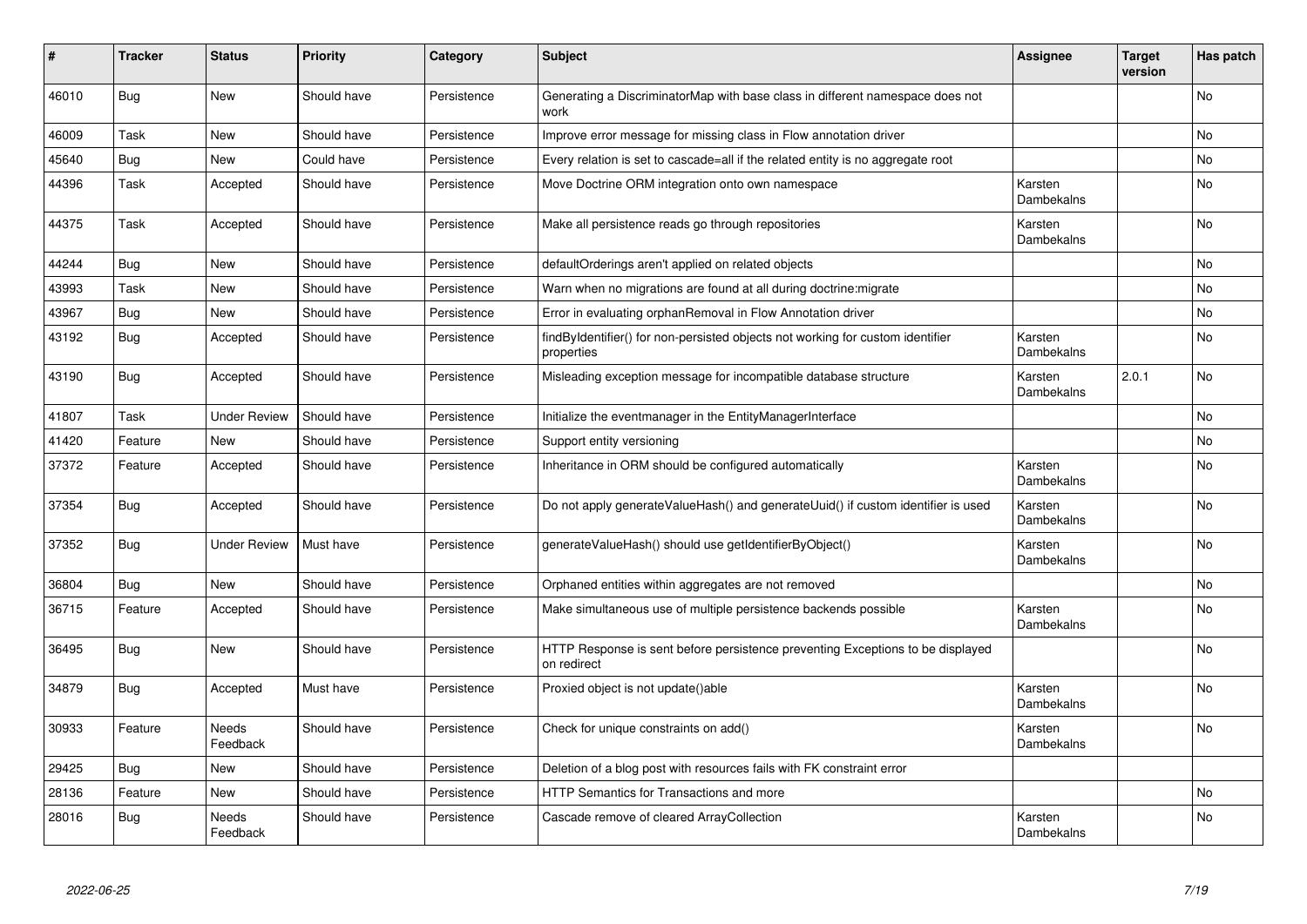| # | Tracker | Status | Priority | Category | Subject | Assignee | Target version | Has patch |
|---|---|---|---|---|---|---|---|---|
| 46010 | Bug | New | Should have | Persistence | Generating a DiscriminatorMap with base class in different namespace does not work | | | No |
| 46009 | Task | New | Should have | Persistence | Improve error message for missing class in Flow annotation driver | | | No |
| 45640 | Bug | New | Could have | Persistence | Every relation is set to cascade=all if the related entity is no aggregate root | | | No |
| 44396 | Task | Accepted | Should have | Persistence | Move Doctrine ORM integration onto own namespace | Karsten Dambekalns | | No |
| 44375 | Task | Accepted | Should have | Persistence | Make all persistence reads go through repositories | Karsten Dambekalns | | No |
| 44244 | Bug | New | Should have | Persistence | defaultOrderings aren't applied on related objects | | | No |
| 43993 | Task | New | Should have | Persistence | Warn when no migrations are found at all during doctrine:migrate | | | No |
| 43967 | Bug | New | Should have | Persistence | Error in evaluating orphanRemoval in Flow Annotation driver | | | No |
| 43192 | Bug | Accepted | Should have | Persistence | findByIdentifier() for non-persisted objects not working for custom identifier properties | Karsten Dambekalns | | No |
| 43190 | Bug | Accepted | Should have | Persistence | Misleading exception message for incompatible database structure | Karsten Dambekalns | 2.0.1 | No |
| 41807 | Task | Under Review | Should have | Persistence | Initialize the eventmanager in the EntityManagerInterface | | | No |
| 41420 | Feature | New | Should have | Persistence | Support entity versioning | | | No |
| 37372 | Feature | Accepted | Should have | Persistence | Inheritance in ORM should be configured automatically | Karsten Dambekalns | | No |
| 37354 | Bug | Accepted | Should have | Persistence | Do not apply generateValueHash() and generateUuid() if custom identifier is used | Karsten Dambekalns | | No |
| 37352 | Bug | Under Review | Must have | Persistence | generateValueHash() should use getIdentifierByObject() | Karsten Dambekalns | | No |
| 36804 | Bug | New | Should have | Persistence | Orphaned entities within aggregates are not removed | | | No |
| 36715 | Feature | Accepted | Should have | Persistence | Make simultaneous use of multiple persistence backends possible | Karsten Dambekalns | | No |
| 36495 | Bug | New | Should have | Persistence | HTTP Response is sent before persistence preventing Exceptions to be displayed on redirect | | | No |
| 34879 | Bug | Accepted | Must have | Persistence | Proxied object is not update()able | Karsten Dambekalns | | No |
| 30933 | Feature | Needs Feedback | Should have | Persistence | Check for unique constraints on add() | Karsten Dambekalns | | No |
| 29425 | Bug | New | Should have | Persistence | Deletion of a blog post with resources fails with FK constraint error | | | |
| 28136 | Feature | New | Should have | Persistence | HTTP Semantics for Transactions and more | | | No |
| 28016 | Bug | Needs Feedback | Should have | Persistence | Cascade remove of cleared ArrayCollection | Karsten Dambekalns | | No |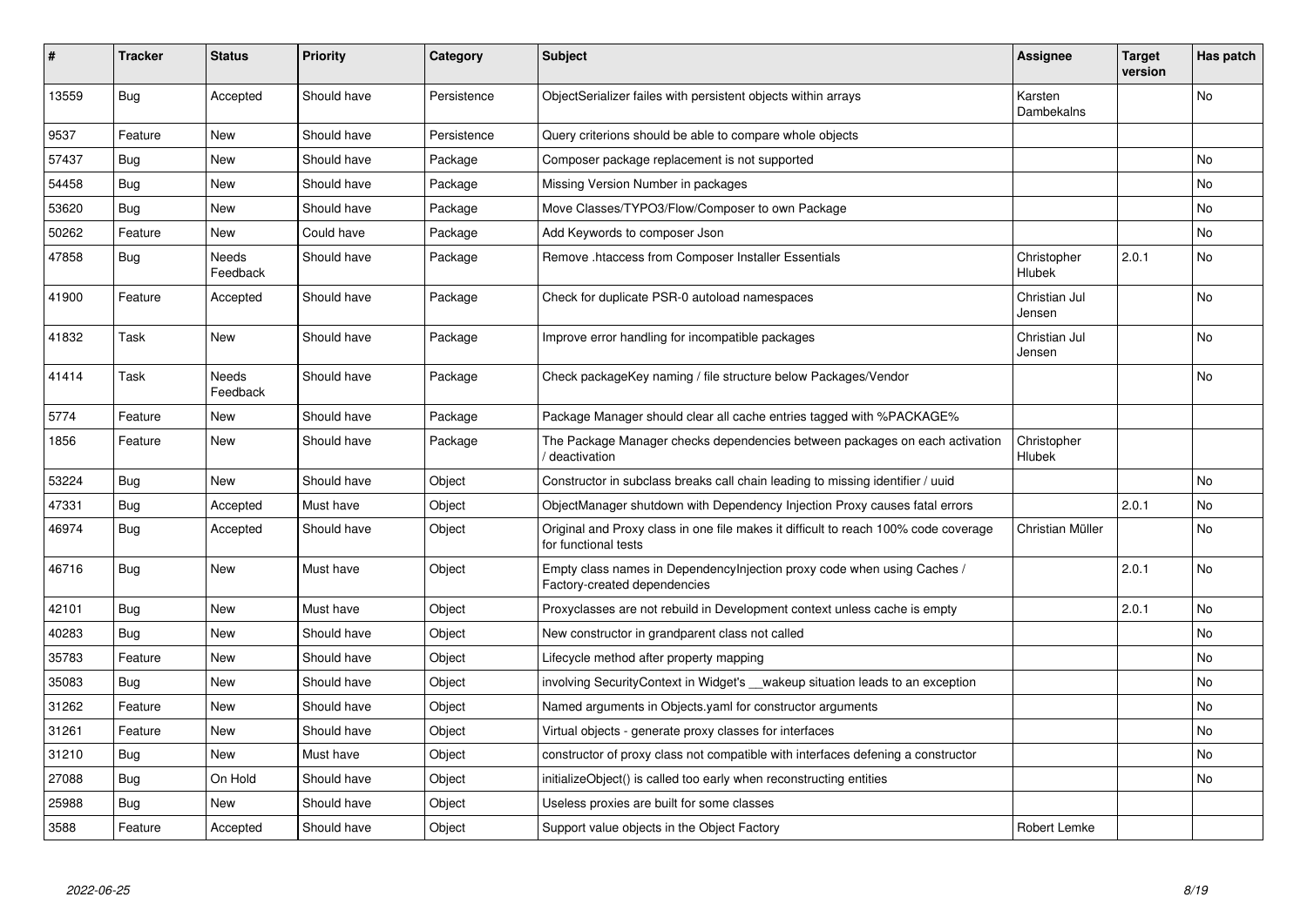| # | Tracker | Status | Priority | Category | Subject | Assignee | Target version | Has patch |
|---|---|---|---|---|---|---|---|---|
| 13559 | Bug | Accepted | Should have | Persistence | ObjectSerializer failes with persistent objects within arrays | Karsten Dambekalns | | No |
| 9537 | Feature | New | Should have | Persistence | Query criterions should be able to compare whole objects | | | |
| 57437 | Bug | New | Should have | Package | Composer package replacement is not supported | | | No |
| 54458 | Bug | New | Should have | Package | Missing Version Number in packages | | | No |
| 53620 | Bug | New | Should have | Package | Move Classes/TYPO3/Flow/Composer to own Package | | | No |
| 50262 | Feature | New | Could have | Package | Add Keywords to composer Json | | | No |
| 47858 | Bug | Needs Feedback | Should have | Package | Remove .htaccess from Composer Installer Essentials | Christopher Hlubek | 2.0.1 | No |
| 41900 | Feature | Accepted | Should have | Package | Check for duplicate PSR-0 autoload namespaces | Christian Jul Jensen | | No |
| 41832 | Task | New | Should have | Package | Improve error handling for incompatible packages | Christian Jul Jensen | | No |
| 41414 | Task | Needs Feedback | Should have | Package | Check packageKey naming / file structure below Packages/Vendor | | | No |
| 5774 | Feature | New | Should have | Package | Package Manager should clear all cache entries tagged with %PACKAGE% | | | |
| 1856 | Feature | New | Should have | Package | The Package Manager checks dependencies between packages on each activation / deactivation | Christopher Hlubek | | |
| 53224 | Bug | New | Should have | Object | Constructor in subclass breaks call chain leading to missing identifier / uuid | | | No |
| 47331 | Bug | Accepted | Must have | Object | ObjectManager shutdown with Dependency Injection Proxy causes fatal errors | | 2.0.1 | No |
| 46974 | Bug | Accepted | Should have | Object | Original and Proxy class in one file makes it difficult to reach 100% code coverage for functional tests | Christian Müller | | No |
| 46716 | Bug | New | Must have | Object | Empty class names in DependencyInjection proxy code when using Caches / Factory-created dependencies | | 2.0.1 | No |
| 42101 | Bug | New | Must have | Object | Proxyclasses are not rebuild in Development context unless cache is empty | | 2.0.1 | No |
| 40283 | Bug | New | Should have | Object | New constructor in grandparent class not called | | | No |
| 35783 | Feature | New | Should have | Object | Lifecycle method after property mapping | | | No |
| 35083 | Bug | New | Should have | Object | involving SecurityContext in Widget's __wakeup situation leads to an exception | | | No |
| 31262 | Feature | New | Should have | Object | Named arguments in Objects.yaml for constructor arguments | | | No |
| 31261 | Feature | New | Should have | Object | Virtual objects - generate proxy classes for interfaces | | | No |
| 31210 | Bug | New | Must have | Object | constructor of proxy class not compatible with interfaces defening a constructor | | | No |
| 27088 | Bug | On Hold | Should have | Object | initializeObject() is called too early when reconstructing entities | | | No |
| 25988 | Bug | New | Should have | Object | Useless proxies are built for some classes | | | |
| 3588 | Feature | Accepted | Should have | Object | Support value objects in the Object Factory | Robert Lemke | | |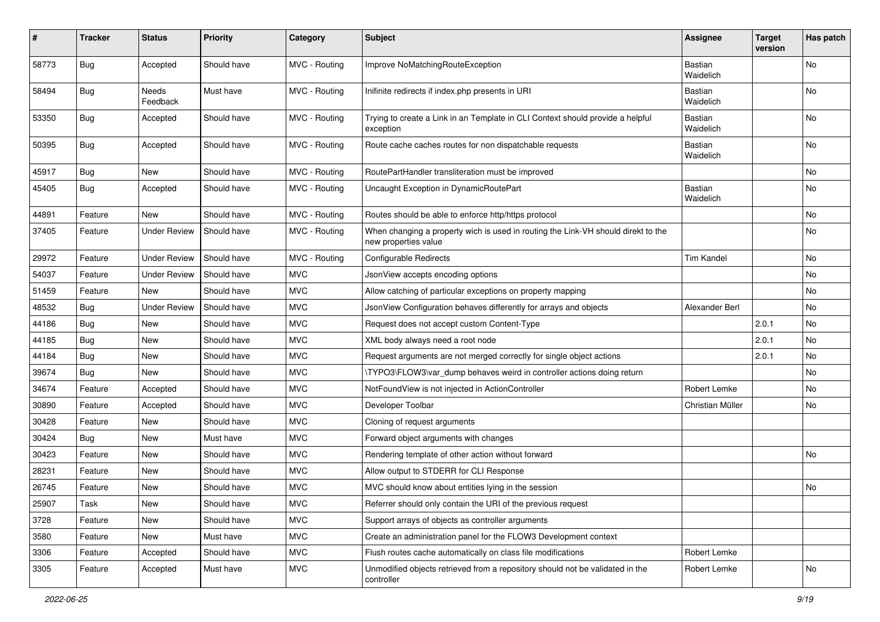| # | Tracker | Status | Priority | Category | Subject | Assignee | Target version | Has patch |
|---|---|---|---|---|---|---|---|---|
| 58773 | Bug | Accepted | Should have | MVC - Routing | Improve NoMatchingRouteException | Bastian Waidelich | | No |
| 58494 | Bug | Needs Feedback | Must have | MVC - Routing | Inifinite redirects if index.php presents in URI | Bastian Waidelich | | No |
| 53350 | Bug | Accepted | Should have | MVC - Routing | Trying to create a Link in an Template in CLI Context should provide a helpful exception | Bastian Waidelich | | No |
| 50395 | Bug | Accepted | Should have | MVC - Routing | Route cache caches routes for non dispatchable requests | Bastian Waidelich | | No |
| 45917 | Bug | New | Should have | MVC - Routing | RoutePartHandler transliteration must be improved | | | No |
| 45405 | Bug | Accepted | Should have | MVC - Routing | Uncaught Exception in DynamicRoutePart | Bastian Waidelich | | No |
| 44891 | Feature | New | Should have | MVC - Routing | Routes should be able to enforce http/https protocol | | | No |
| 37405 | Feature | Under Review | Should have | MVC - Routing | When changing a property wich is used in routing the Link-VH should direkt to the new properties value | | | No |
| 29972 | Feature | Under Review | Should have | MVC - Routing | Configurable Redirects | Tim Kandel | | No |
| 54037 | Feature | Under Review | Should have | MVC | JsonView accepts encoding options | | | No |
| 51459 | Feature | New | Should have | MVC | Allow catching of particular exceptions on property mapping | | | No |
| 48532 | Bug | Under Review | Should have | MVC | JsonView Configuration behaves differently for arrays and objects | Alexander Berl | | No |
| 44186 | Bug | New | Should have | MVC | Request does not accept custom Content-Type | | 2.0.1 | No |
| 44185 | Bug | New | Should have | MVC | XML body always need a root node | | 2.0.1 | No |
| 44184 | Bug | New | Should have | MVC | Request arguments are not merged correctly for single object actions | | 2.0.1 | No |
| 39674 | Bug | New | Should have | MVC | \TYPO3\FLOW3\var_dump behaves weird in controller actions doing return | | | No |
| 34674 | Feature | Accepted | Should have | MVC | NotFoundView is not injected in ActionController | Robert Lemke | | No |
| 30890 | Feature | Accepted | Should have | MVC | Developer Toolbar | Christian Müller | | No |
| 30428 | Feature | New | Should have | MVC | Cloning of request arguments | | | |
| 30424 | Bug | New | Must have | MVC | Forward object arguments with changes | | | |
| 30423 | Feature | New | Should have | MVC | Rendering template of other action without forward | | | No |
| 28231 | Feature | New | Should have | MVC | Allow output to STDERR for CLI Response | | | |
| 26745 | Feature | New | Should have | MVC | MVC should know about entities lying in the session | | | No |
| 25907 | Task | New | Should have | MVC | Referrer should only contain the URI of the previous request | | | |
| 3728 | Feature | New | Should have | MVC | Support arrays of objects as controller arguments | | | |
| 3580 | Feature | New | Must have | MVC | Create an administration panel for the FLOW3 Development context | | | |
| 3306 | Feature | Accepted | Should have | MVC | Flush routes cache automatically on class file modifications | Robert Lemke | | |
| 3305 | Feature | Accepted | Must have | MVC | Unmodified objects retrieved from a repository should not be validated in the controller | Robert Lemke | | No |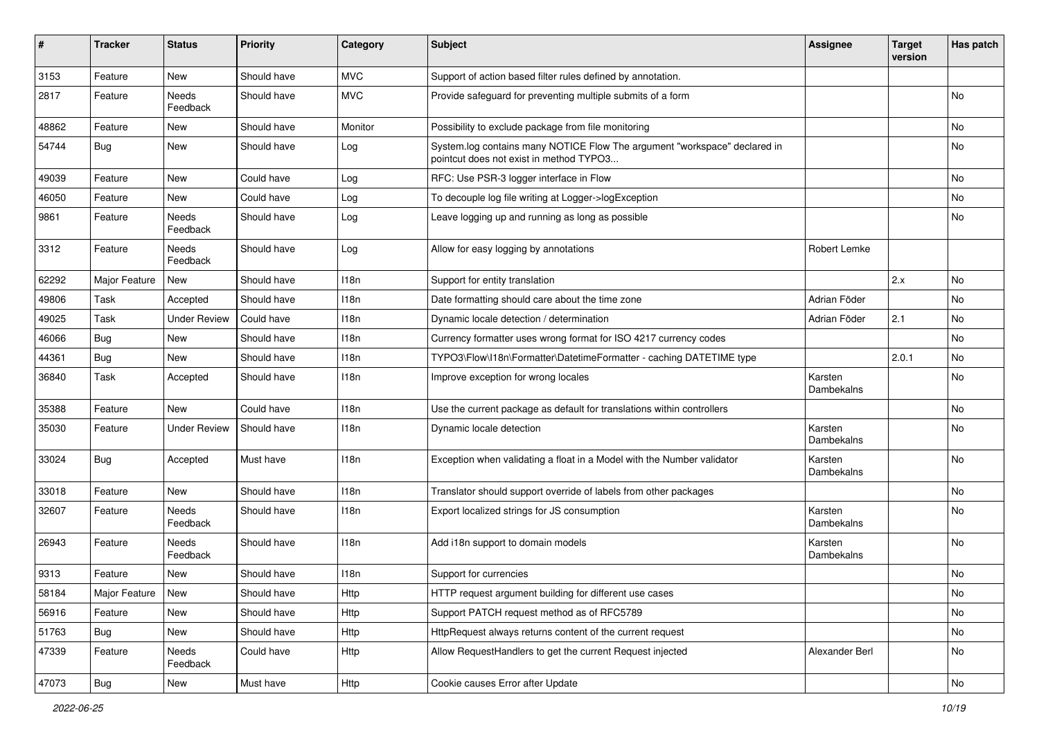| # | Tracker | Status | Priority | Category | Subject | Assignee | Target version | Has patch |
|---|---|---|---|---|---|---|---|---|
| 3153 | Feature | New | Should have | MVC | Support of action based filter rules defined by annotation. | | | |
| 2817 | Feature | Needs Feedback | Should have | MVC | Provide safeguard for preventing multiple submits of a form | | | No |
| 48862 | Feature | New | Should have | Monitor | Possibility to exclude package from file monitoring | | | No |
| 54744 | Bug | New | Should have | Log | System.log contains many NOTICE Flow The argument "workspace" declared in pointcut does not exist in method TYPO3... | | | No |
| 49039 | Feature | New | Could have | Log | RFC: Use PSR-3 logger interface in Flow | | | No |
| 46050 | Feature | New | Could have | Log | To decouple log file writing at Logger->logException | | | No |
| 9861 | Feature | Needs Feedback | Should have | Log | Leave logging up and running as long as possible | | | No |
| 3312 | Feature | Needs Feedback | Should have | Log | Allow for easy logging by annotations | Robert Lemke | | |
| 62292 | Major Feature | New | Should have | I18n | Support for entity translation | | 2.x | No |
| 49806 | Task | Accepted | Should have | I18n | Date formatting should care about the time zone | Adrian Föder | | No |
| 49025 | Task | Under Review | Could have | I18n | Dynamic locale detection / determination | Adrian Föder | 2.1 | No |
| 46066 | Bug | New | Should have | I18n | Currency formatter uses wrong format for ISO 4217 currency codes | | | No |
| 44361 | Bug | New | Should have | I18n | TYPO3\Flow\I18n\Formatter\DatetimeFormatter - caching DATETIME type | | 2.0.1 | No |
| 36840 | Task | Accepted | Should have | I18n | Improve exception for wrong locales | Karsten Dambekalns | | No |
| 35388 | Feature | New | Could have | I18n | Use the current package as default for translations within controllers | | | No |
| 35030 | Feature | Under Review | Should have | I18n | Dynamic locale detection | Karsten Dambekalns | | No |
| 33024 | Bug | Accepted | Must have | I18n | Exception when validating a float in a Model with the Number validator | Karsten Dambekalns | | No |
| 33018 | Feature | New | Should have | I18n | Translator should support override of labels from other packages | | | No |
| 32607 | Feature | Needs Feedback | Should have | I18n | Export localized strings for JS consumption | Karsten Dambekalns | | No |
| 26943 | Feature | Needs Feedback | Should have | I18n | Add i18n support to domain models | Karsten Dambekalns | | No |
| 9313 | Feature | New | Should have | I18n | Support for currencies | | | No |
| 58184 | Major Feature | New | Should have | Http | HTTP request argument building for different use cases | | | No |
| 56916 | Feature | New | Should have | Http | Support PATCH request method as of RFC5789 | | | No |
| 51763 | Bug | New | Should have | Http | HttpRequest always returns content of the current request | | | No |
| 47339 | Feature | Needs Feedback | Could have | Http | Allow RequestHandlers to get the current Request injected | Alexander Berl | | No |
| 47073 | Bug | New | Must have | Http | Cookie causes Error after Update | | | No |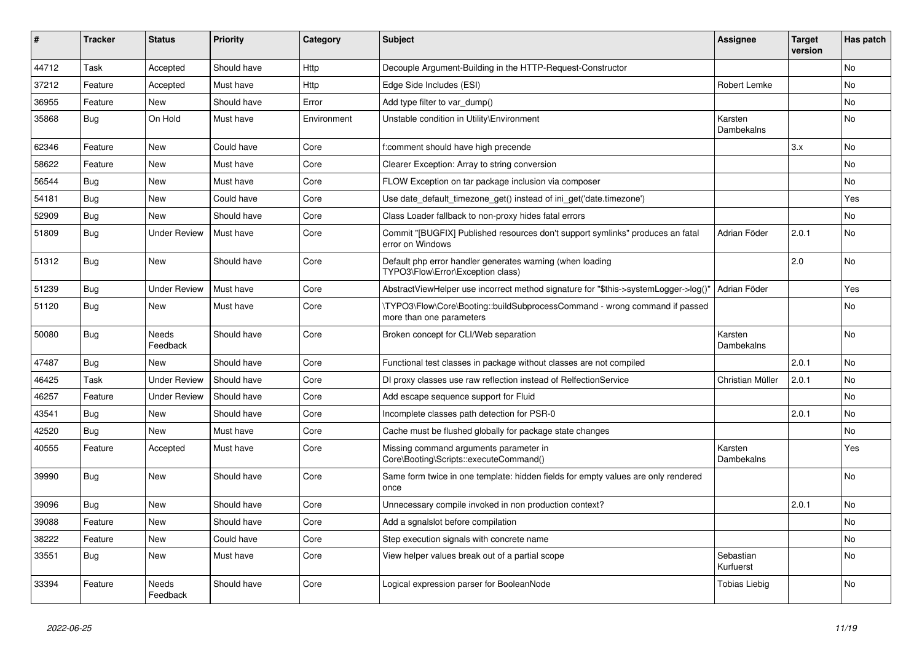| # | Tracker | Status | Priority | Category | Subject | Assignee | Target version | Has patch |
|---|---|---|---|---|---|---|---|---|
| 44712 | Task | Accepted | Should have | Http | Decouple Argument-Building in the HTTP-Request-Constructor | | | No |
| 37212 | Feature | Accepted | Must have | Http | Edge Side Includes (ESI) | Robert Lemke | | No |
| 36955 | Feature | New | Should have | Error | Add type filter to var_dump() | | | No |
| 35868 | Bug | On Hold | Must have | Environment | Unstable condition in Utility\Environment | Karsten Dambekalns | | No |
| 62346 | Feature | New | Could have | Core | f:comment should have high precende | | 3.x | No |
| 58622 | Feature | New | Must have | Core | Clearer Exception: Array to string conversion | | | No |
| 56544 | Bug | New | Must have | Core | FLOW Exception on tar package inclusion via composer | | | No |
| 54181 | Bug | New | Could have | Core | Use date_default_timezone_get() instead of ini_get('date.timezone') | | | Yes |
| 52909 | Bug | New | Should have | Core | Class Loader fallback to non-proxy hides fatal errors | | | No |
| 51809 | Bug | Under Review | Must have | Core | Commit "[BUGFIX] Published resources don't support symlinks" produces an fatal error on Windows | Adrian Föder | 2.0.1 | No |
| 51312 | Bug | New | Should have | Core | Default php error handler generates warning (when loading TYPO3\Flow\Error\Exception class) | | 2.0 | No |
| 51239 | Bug | Under Review | Must have | Core | AbstractViewHelper use incorrect method signature for "$this->systemLogger->log()" | Adrian Föder | | Yes |
| 51120 | Bug | New | Must have | Core | \TYPO3\Flow\Core\Booting::buildSubprocessCommand - wrong command if passed more than one parameters | | | No |
| 50080 | Bug | Needs Feedback | Should have | Core | Broken concept for CLI/Web separation | Karsten Dambekalns | | No |
| 47487 | Bug | New | Should have | Core | Functional test classes in package without classes are not compiled | | 2.0.1 | No |
| 46425 | Task | Under Review | Should have | Core | DI proxy classes use raw reflection instead of RelfectionService | Christian Müller | 2.0.1 | No |
| 46257 | Feature | Under Review | Should have | Core | Add escape sequence support for Fluid | | | No |
| 43541 | Bug | New | Should have | Core | Incomplete classes path detection for PSR-0 | | 2.0.1 | No |
| 42520 | Bug | New | Must have | Core | Cache must be flushed globally for package state changes | | | No |
| 40555 | Feature | Accepted | Must have | Core | Missing command arguments parameter in Core\Booting\Scripts::executeCommand() | Karsten Dambekalns | | Yes |
| 39990 | Bug | New | Should have | Core | Same form twice in one template: hidden fields for empty values are only rendered once | | | No |
| 39096 | Bug | New | Should have | Core | Unnecessary compile invoked in non production context? | | 2.0.1 | No |
| 39088 | Feature | New | Should have | Core | Add a sgnalslot before compilation | | | No |
| 38222 | Feature | New | Could have | Core | Step execution signals with concrete name | | | No |
| 33551 | Bug | New | Must have | Core | View helper values break out of a partial scope | Sebastian Kurfuerst | | No |
| 33394 | Feature | Needs Feedback | Should have | Core | Logical expression parser for BooleanNode | Tobias Liebig | | No |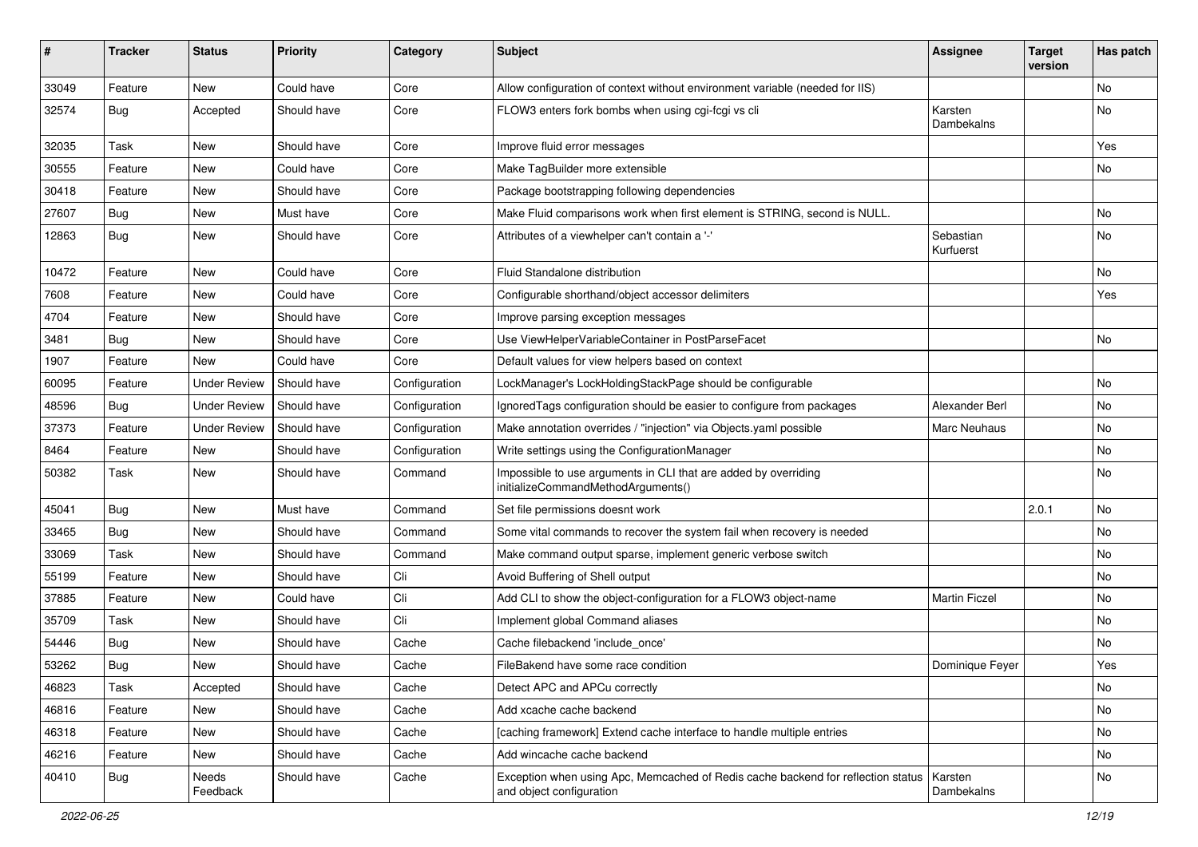| # | Tracker | Status | Priority | Category | Subject | Assignee | Target version | Has patch |
|---|---|---|---|---|---|---|---|---|
| 33049 | Feature | New | Could have | Core | Allow configuration of context without environment variable (needed for IIS) | | | No |
| 32574 | Bug | Accepted | Should have | Core | FLOW3 enters fork bombs when using cgi-fcgi vs cli | Karsten Dambekalns | | No |
| 32035 | Task | New | Should have | Core | Improve fluid error messages | | | Yes |
| 30555 | Feature | New | Could have | Core | Make TagBuilder more extensible | | | No |
| 30418 | Feature | New | Should have | Core | Package bootstrapping following dependencies | | | |
| 27607 | Bug | New | Must have | Core | Make Fluid comparisons work when first element is STRING, second is NULL. | | | No |
| 12863 | Bug | New | Should have | Core | Attributes of a viewhelper can't contain a '-' | Sebastian Kurfuerst | | No |
| 10472 | Feature | New | Could have | Core | Fluid Standalone distribution | | | No |
| 7608 | Feature | New | Could have | Core | Configurable shorthand/object accessor delimiters | | | Yes |
| 4704 | Feature | New | Should have | Core | Improve parsing exception messages | | | |
| 3481 | Bug | New | Should have | Core | Use ViewHelperVariableContainer in PostParseFacet | | | No |
| 1907 | Feature | New | Could have | Core | Default values for view helpers based on context | | | |
| 60095 | Feature | Under Review | Should have | Configuration | LockManager's LockHoldingStackPage should be configurable | | | No |
| 48596 | Bug | Under Review | Should have | Configuration | IgnoredTags configuration should be easier to configure from packages | Alexander Berl | | No |
| 37373 | Feature | Under Review | Should have | Configuration | Make annotation overrides / "injection" via Objects.yaml possible | Marc Neuhaus | | No |
| 8464 | Feature | New | Should have | Configuration | Write settings using the ConfigurationManager | | | No |
| 50382 | Task | New | Should have | Command | Impossible to use arguments in CLI that are added by overriding initializeCommandMethodArguments() | | | No |
| 45041 | Bug | New | Must have | Command | Set file permissions doesnt work | | 2.0.1 | No |
| 33465 | Bug | New | Should have | Command | Some vital commands to recover the system fail when recovery is needed | | | No |
| 33069 | Task | New | Should have | Command | Make command output sparse, implement generic verbose switch | | | No |
| 55199 | Feature | New | Should have | Cli | Avoid Buffering of Shell output | | | No |
| 37885 | Feature | New | Could have | Cli | Add CLI to show the object-configuration for a FLOW3 object-name | Martin Ficzel | | No |
| 35709 | Task | New | Should have | Cli | Implement global Command aliases | | | No |
| 54446 | Bug | New | Should have | Cache | Cache filebackend 'include_once' | | | No |
| 53262 | Bug | New | Should have | Cache | FileBakend have some race condition | Dominique Feyer | | Yes |
| 46823 | Task | Accepted | Should have | Cache | Detect APC and APCu correctly | | | No |
| 46816 | Feature | New | Should have | Cache | Add xcache cache backend | | | No |
| 46318 | Feature | New | Should have | Cache | [caching framework] Extend cache interface to handle multiple entries | | | No |
| 46216 | Feature | New | Should have | Cache | Add wincache cache backend | | | No |
| 40410 | Bug | Needs Feedback | Should have | Cache | Exception when using Apc, Memcached of Redis cache backend for reflection status and object configuration | Karsten Dambekalns | | No |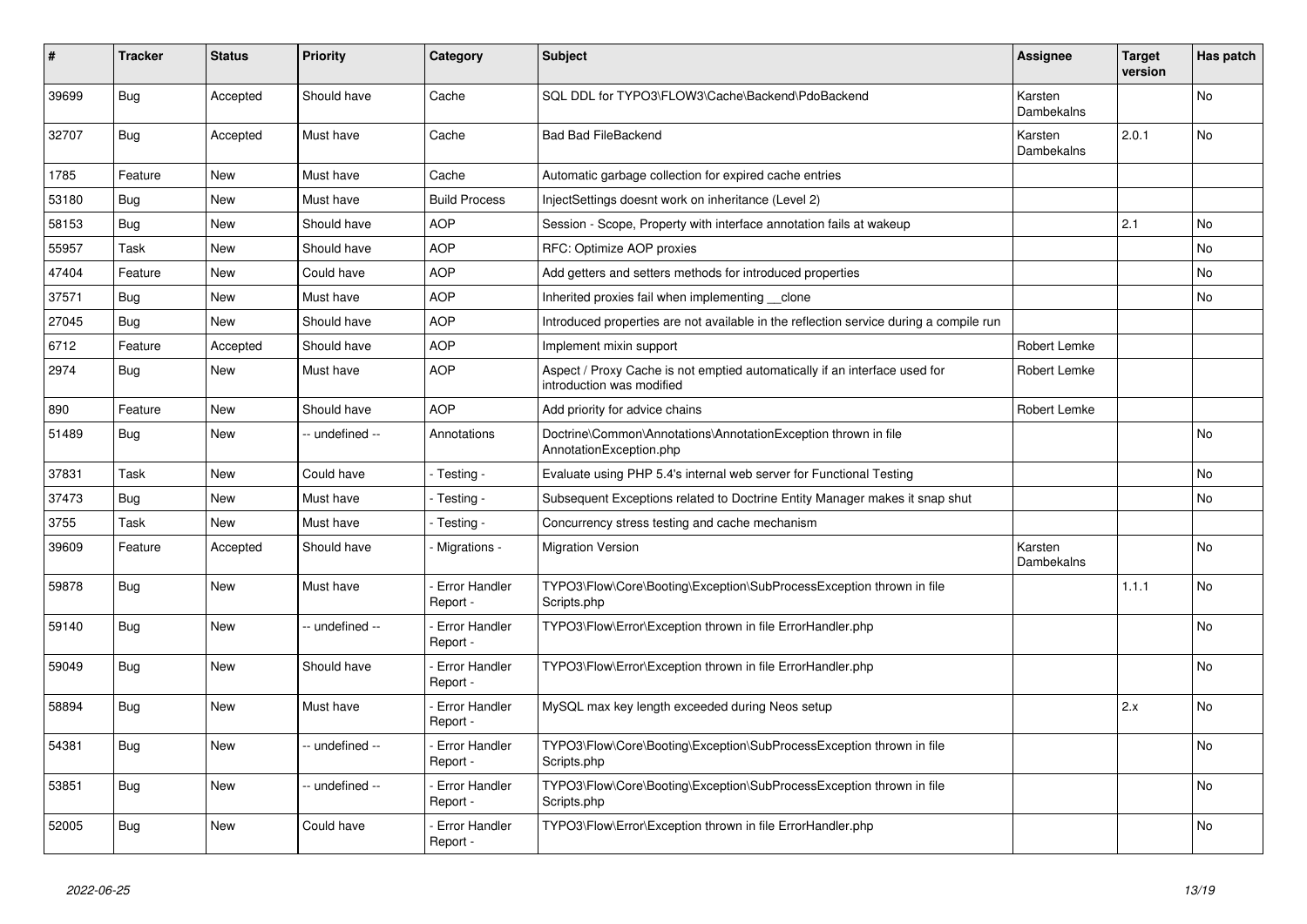| # | Tracker | Status | Priority | Category | Subject | Assignee | Target version | Has patch |
|---|---|---|---|---|---|---|---|---|
| 39699 | Bug | Accepted | Should have | Cache | SQL DDL for TYPO3\FLOW3\Cache\Backend\PdoBackend | Karsten Dambekalns | | No |
| 32707 | Bug | Accepted | Must have | Cache | Bad Bad FileBackend | Karsten Dambekalns | 2.0.1 | No |
| 1785 | Feature | New | Must have | Cache | Automatic garbage collection for expired cache entries | | | |
| 53180 | Bug | New | Must have | Build Process | InjectSettings doesnt work on inheritance (Level 2) | | | |
| 58153 | Bug | New | Should have | AOP | Session - Scope, Property with interface annotation fails at wakeup | | 2.1 | No |
| 55957 | Task | New | Should have | AOP | RFC: Optimize AOP proxies | | | No |
| 47404 | Feature | New | Could have | AOP | Add getters and setters methods for introduced properties | | | No |
| 37571 | Bug | New | Must have | AOP | Inherited proxies fail when implementing __clone | | | No |
| 27045 | Bug | New | Should have | AOP | Introduced properties are not available in the reflection service during a compile run | | | |
| 6712 | Feature | Accepted | Should have | AOP | Implement mixin support | Robert Lemke | | |
| 2974 | Bug | New | Must have | AOP | Aspect / Proxy Cache is not emptied automatically if an interface used for introduction was modified | Robert Lemke | | |
| 890 | Feature | New | Should have | AOP | Add priority for advice chains | Robert Lemke | | |
| 51489 | Bug | New | -- undefined -- | Annotations | Doctrine\Common\Annotations\AnnotationException thrown in file AnnotationException.php | | | No |
| 37831 | Task | New | Could have | - Testing - | Evaluate using PHP 5.4's internal web server for Functional Testing | | | No |
| 37473 | Bug | New | Must have | - Testing - | Subsequent Exceptions related to Doctrine Entity Manager makes it snap shut | | | No |
| 3755 | Task | New | Must have | - Testing - | Concurrency stress testing and cache mechanism | | | |
| 39609 | Feature | Accepted | Should have | - Migrations - | Migration Version | Karsten Dambekalns | | No |
| 59878 | Bug | New | Must have | - Error Handler Report - | TYPO3\Flow\Core\Booting\Exception\SubProcessException thrown in file Scripts.php | | 1.1.1 | No |
| 59140 | Bug | New | -- undefined -- | - Error Handler Report - | TYPO3\Flow\Error\Exception thrown in file ErrorHandler.php | | | No |
| 59049 | Bug | New | Should have | - Error Handler Report - | TYPO3\Flow\Error\Exception thrown in file ErrorHandler.php | | | No |
| 58894 | Bug | New | Must have | - Error Handler Report - | MySQL max key length exceeded during Neos setup | | 2.x | No |
| 54381 | Bug | New | -- undefined -- | - Error Handler Report - | TYPO3\Flow\Core\Booting\Exception\SubProcessException thrown in file Scripts.php | | | No |
| 53851 | Bug | New | -- undefined -- | - Error Handler Report - | TYPO3\Flow\Core\Booting\Exception\SubProcessException thrown in file Scripts.php | | | No |
| 52005 | Bug | New | Could have | - Error Handler Report - | TYPO3\Flow\Error\Exception thrown in file ErrorHandler.php | | | No |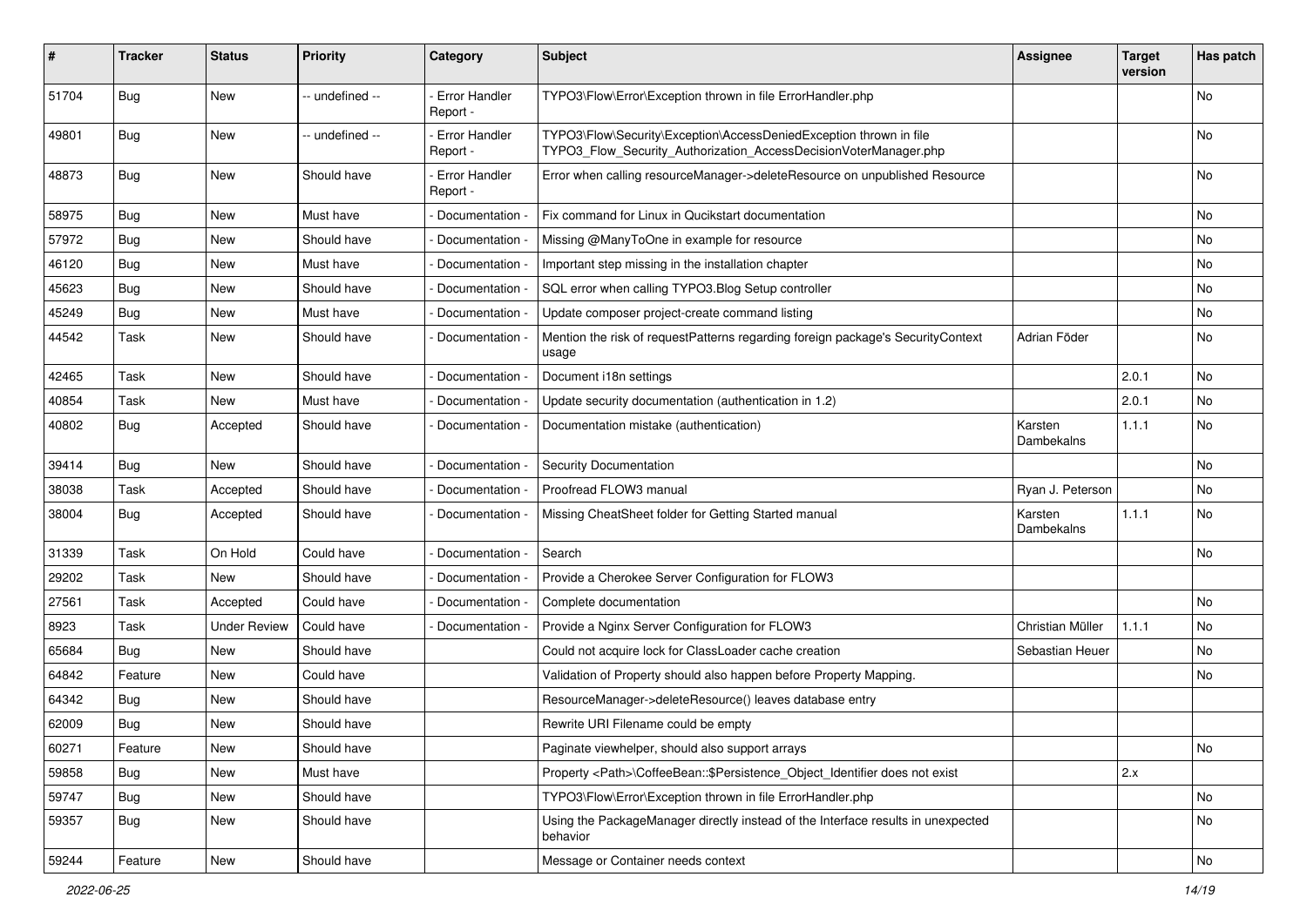| # | Tracker | Status | Priority | Category | Subject | Assignee | Target version | Has patch |
|---|---|---|---|---|---|---|---|---|
| 51704 | Bug | New | -- undefined -- | - Error Handler Report - | TYPO3\Flow\Error\Exception thrown in file ErrorHandler.php | | | No |
| 49801 | Bug | New | -- undefined -- | - Error Handler Report - | TYPO3\Flow\Security\Exception\AccessDeniedException thrown in file TYPO3_Flow_Security_Authorization_AccessDecisionVoterManager.php | | | No |
| 48873 | Bug | New | Should have | - Error Handler Report - | Error when calling resourceManager->deleteResource on unpublished Resource | | | No |
| 58975 | Bug | New | Must have | - Documentation - | Fix command for Linux in Qucikstart documentation | | | No |
| 57972 | Bug | New | Should have | - Documentation - | Missing @ManyToOne in example for resource | | | No |
| 46120 | Bug | New | Must have | - Documentation - | Important step missing in the installation chapter | | | No |
| 45623 | Bug | New | Should have | - Documentation - | SQL error when calling TYPO3.Blog Setup controller | | | No |
| 45249 | Bug | New | Must have | - Documentation - | Update composer project-create command listing | | | No |
| 44542 | Task | New | Should have | - Documentation - | Mention the risk of requestPatterns regarding foreign package's SecurityContext usage | Adrian Föder | | No |
| 42465 | Task | New | Should have | - Documentation - | Document i18n settings | | 2.0.1 | No |
| 40854 | Task | New | Must have | - Documentation - | Update security documentation (authentication in 1.2) | | 2.0.1 | No |
| 40802 | Bug | Accepted | Should have | - Documentation - | Documentation mistake (authentication) | Karsten Dambekalns | 1.1.1 | No |
| 39414 | Bug | New | Should have | - Documentation - | Security Documentation | | | No |
| 38038 | Task | Accepted | Should have | - Documentation - | Proofread FLOW3 manual | Ryan J. Peterson | | No |
| 38004 | Bug | Accepted | Should have | - Documentation - | Missing CheatSheet folder for Getting Started manual | Karsten Dambekalns | 1.1.1 | No |
| 31339 | Task | On Hold | Could have | - Documentation - | Search | | | No |
| 29202 | Task | New | Should have | - Documentation - | Provide a Cherokee Server Configuration for FLOW3 | | | |
| 27561 | Task | Accepted | Could have | - Documentation - | Complete documentation | | | No |
| 8923 | Task | Under Review | Could have | - Documentation - | Provide a Nginx Server Configuration for FLOW3 | Christian Müller | 1.1.1 | No |
| 65684 | Bug | New | Should have | | Could not acquire lock for ClassLoader cache creation | Sebastian Heuer | | No |
| 64842 | Feature | New | Could have | | Validation of Property should also happen before Property Mapping. | | | No |
| 64342 | Bug | New | Should have | | ResourceManager->deleteResource() leaves database entry | | | |
| 62009 | Bug | New | Should have | | Rewrite URI Filename could be empty | | | |
| 60271 | Feature | New | Should have | | Paginate viewhelper, should also support arrays | | | No |
| 59858 | Bug | New | Must have | | Property <Path>\CoffeeBean::$Persistence_Object_Identifier does not exist | | 2.x | |
| 59747 | Bug | New | Should have | | TYPO3\Flow\Error\Exception thrown in file ErrorHandler.php | | | No |
| 59357 | Bug | New | Should have | | Using the PackageManager directly instead of the Interface results in unexpected behavior | | | No |
| 59244 | Feature | New | Should have | | Message or Container needs context | | | No |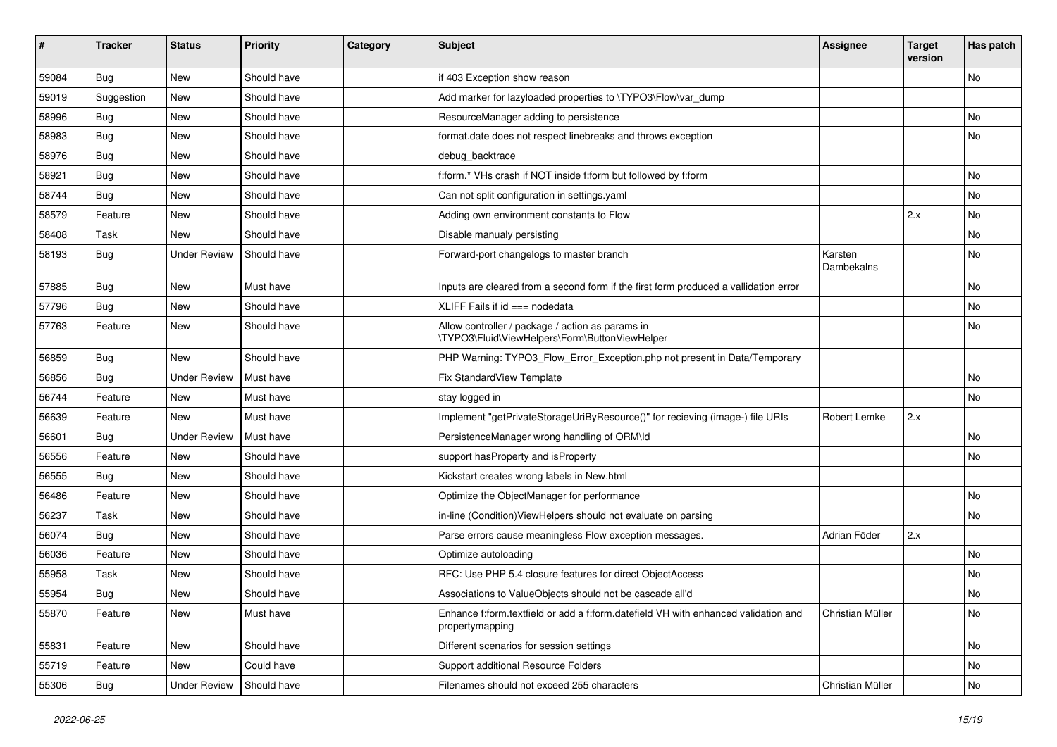| # | Tracker | Status | Priority | Category | Subject | Assignee | Target version | Has patch |
|---|---|---|---|---|---|---|---|---|
| 59084 | Bug | New | Should have | | if 403 Exception show reason | | | No |
| 59019 | Suggestion | New | Should have | | Add marker for lazyloaded properties to \TYPO3\Flow\var_dump | | | |
| 58996 | Bug | New | Should have | | ResourceManager adding to persistence | | | No |
| 58983 | Bug | New | Should have | | format.date does not respect linebreaks and throws exception | | | No |
| 58976 | Bug | New | Should have | | debug_backtrace | | | |
| 58921 | Bug | New | Should have | | f:form.* VHs crash if NOT inside f:form but followed by f:form | | | No |
| 58744 | Bug | New | Should have | | Can not split configuration in settings.yaml | | | No |
| 58579 | Feature | New | Should have | | Adding own environment constants to Flow | | 2.x | No |
| 58408 | Task | New | Should have | | Disable manualy persisting | | | No |
| 58193 | Bug | Under Review | Should have | | Forward-port changelogs to master branch | Karsten Dambekalns | | No |
| 57885 | Bug | New | Must have | | Inputs are cleared from a second form if the first form produced a vallidation error | | | No |
| 57796 | Bug | New | Should have | | XLIFF Fails if id === nodedata | | | No |
| 57763 | Feature | New | Should have | | Allow controller / package / action as params in \TYPO3\Fluid\ViewHelpers\Form\ButtonViewHelper | | | No |
| 56859 | Bug | New | Should have | | PHP Warning: TYPO3_Flow_Error_Exception.php not present in Data/Temporary | | | |
| 56856 | Bug | Under Review | Must have | | Fix StandardView Template | | | No |
| 56744 | Feature | New | Must have | | stay logged in | | | No |
| 56639 | Feature | New | Must have | | Implement "getPrivateStorageUriByResource()" for recieving (image-) file URIs | Robert Lemke | 2.x | |
| 56601 | Bug | Under Review | Must have | | PersistenceManager wrong handling of ORM\Id | | | No |
| 56556 | Feature | New | Should have | | support hasProperty and isProperty | | | No |
| 56555 | Bug | New | Should have | | Kickstart creates wrong labels in New.html | | | |
| 56486 | Feature | New | Should have | | Optimize the ObjectManager for performance | | | No |
| 56237 | Task | New | Should have | | in-line (Condition)ViewHelpers should not evaluate on parsing | | | No |
| 56074 | Bug | New | Should have | | Parse errors cause meaningless Flow exception messages. | Adrian Föder | 2.x | |
| 56036 | Feature | New | Should have | | Optimize autoloading | | | No |
| 55958 | Task | New | Should have | | RFC: Use PHP 5.4 closure features for direct ObjectAccess | | | No |
| 55954 | Bug | New | Should have | | Associations to ValueObjects should not be cascade all'd | | | No |
| 55870 | Feature | New | Must have | | Enhance f:form.textfield or add a f:form.datefield VH with enhanced validation and propertymapping | Christian Müller | | No |
| 55831 | Feature | New | Should have | | Different scenarios for session settings | | | No |
| 55719 | Feature | New | Could have | | Support additional Resource Folders | | | No |
| 55306 | Bug | Under Review | Should have | | Filenames should not exceed 255 characters | Christian Müller | | No |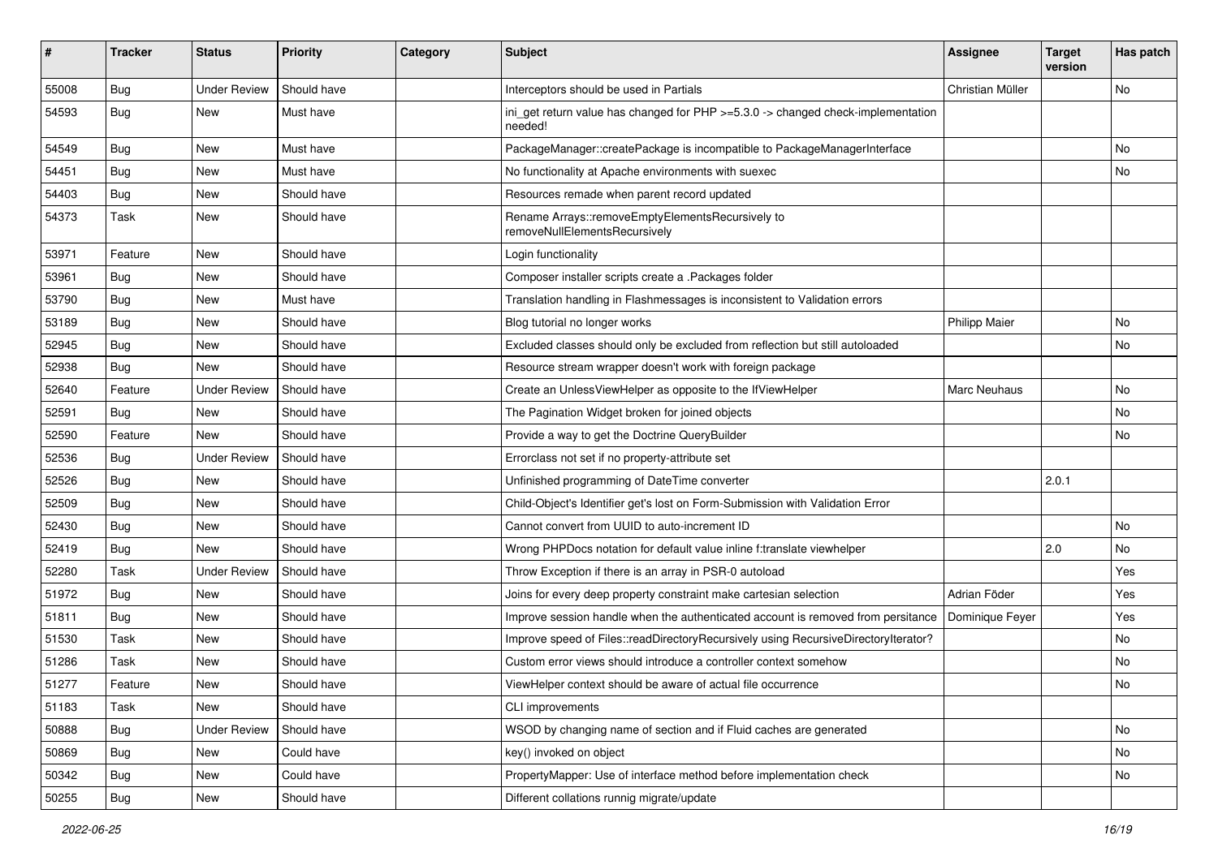| # | Tracker | Status | Priority | Category | Subject | Assignee | Target version | Has patch |
|---|---|---|---|---|---|---|---|---|
| 55008 | Bug | Under Review | Should have | | Interceptors should be used in Partials | Christian Müller | | No |
| 54593 | Bug | New | Must have | | ini_get return value has changed for PHP >=5.3.0 -> changed check-implementation needed! | | | |
| 54549 | Bug | New | Must have | | PackageManager::createPackage is incompatible to PackageManagerInterface | | | No |
| 54451 | Bug | New | Must have | | No functionality at Apache environments with suexec | | | No |
| 54403 | Bug | New | Should have | | Resources remade when parent record updated | | | |
| 54373 | Task | New | Should have | | Rename Arrays::removeEmptyElementsRecursively to removeNullElementsRecursively | | | |
| 53971 | Feature | New | Should have | | Login functionality | | | |
| 53961 | Bug | New | Should have | | Composer installer scripts create a .Packages folder | | | |
| 53790 | Bug | New | Must have | | Translation handling in Flashmessages is inconsistent to Validation errors | | | |
| 53189 | Bug | New | Should have | | Blog tutorial no longer works | Philipp Maier | | No |
| 52945 | Bug | New | Should have | | Excluded classes should only be excluded from reflection but still autoloaded | | | No |
| 52938 | Bug | New | Should have | | Resource stream wrapper doesn't work with foreign package | | | |
| 52640 | Feature | Under Review | Should have | | Create an UnlessViewHelper as opposite to the IfViewHelper | Marc Neuhaus | | No |
| 52591 | Bug | New | Should have | | The Pagination Widget broken for joined objects | | | No |
| 52590 | Feature | New | Should have | | Provide a way to get the Doctrine QueryBuilder | | | No |
| 52536 | Bug | Under Review | Should have | | Errorclass not set if no property-attribute set | | | |
| 52526 | Bug | New | Should have | | Unfinished programming of DateTime converter | | 2.0.1 | |
| 52509 | Bug | New | Should have | | Child-Object's Identifier get's lost on Form-Submission with Validation Error | | | |
| 52430 | Bug | New | Should have | | Cannot convert from UUID to auto-increment ID | | | No |
| 52419 | Bug | New | Should have | | Wrong PHPDocs notation for default value inline f:translate viewhelper | | 2.0 | No |
| 52280 | Task | Under Review | Should have | | Throw Exception if there is an array in PSR-0 autoload | | | Yes |
| 51972 | Bug | New | Should have | | Joins for every deep property constraint make cartesian selection | Adrian Föder | | Yes |
| 51811 | Bug | New | Should have | | Improve session handle when the authenticated account is removed from persitance | Dominique Feyer | | Yes |
| 51530 | Task | New | Should have | | Improve speed of Files::readDirectoryRecursively using RecursiveDirectoryIterator? | | | No |
| 51286 | Task | New | Should have | | Custom error views should introduce a controller context somehow | | | No |
| 51277 | Feature | New | Should have | | ViewHelper context should be aware of actual file occurrence | | | No |
| 51183 | Task | New | Should have | | CLI improvements | | | |
| 50888 | Bug | Under Review | Should have | | WSOD by changing name of section and if Fluid caches are generated | | | No |
| 50869 | Bug | New | Could have | | key() invoked on object | | | No |
| 50342 | Bug | New | Could have | | PropertyMapper: Use of interface method before implementation check | | | No |
| 50255 | Bug | New | Should have | | Different collations runnig migrate/update | | | |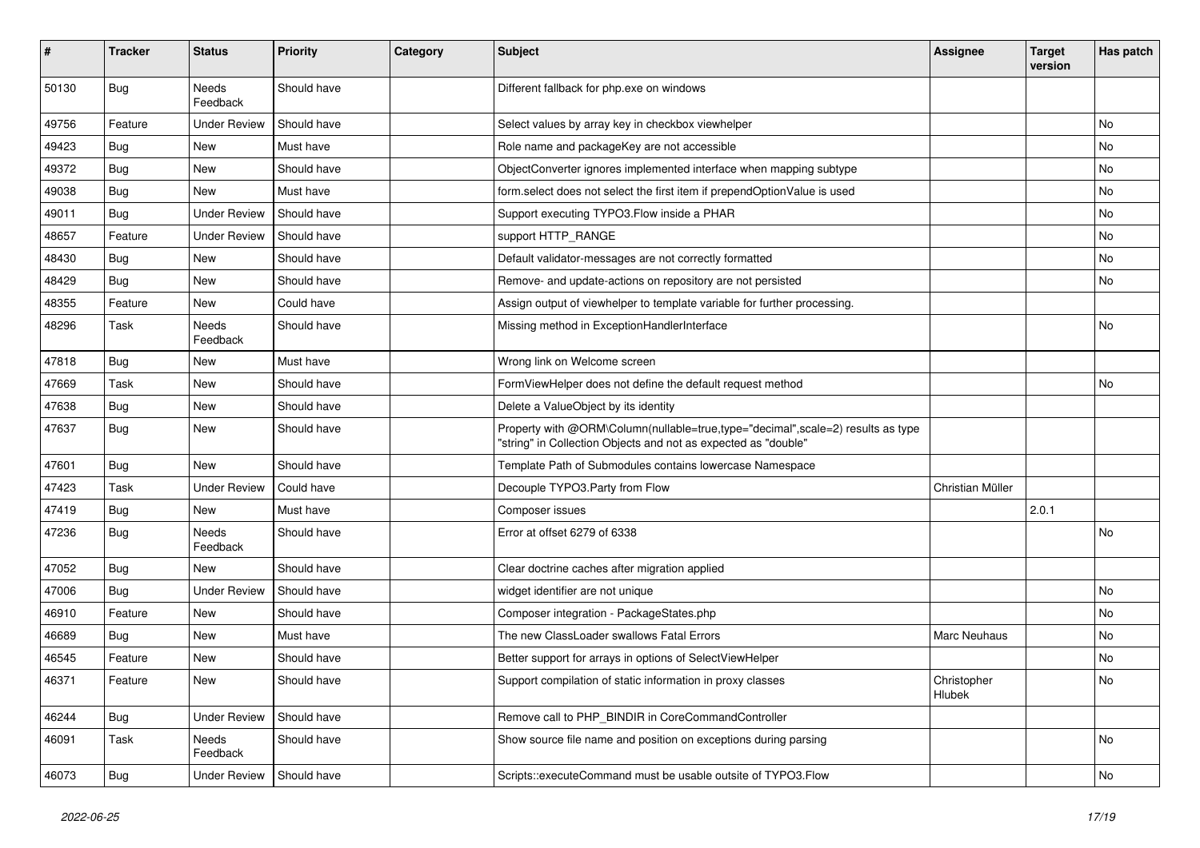| # | Tracker | Status | Priority | Category | Subject | Assignee | Target version | Has patch |
|---|---|---|---|---|---|---|---|---|
| 50130 | Bug | Needs Feedback | Should have | | Different fallback for php.exe on windows | | | |
| 49756 | Feature | Under Review | Should have | | Select values by array key in checkbox viewhelper | | | No |
| 49423 | Bug | New | Must have | | Role name and packageKey are not accessible | | | No |
| 49372 | Bug | New | Should have | | ObjectConverter ignores implemented interface when mapping subtype | | | No |
| 49038 | Bug | New | Must have | | form.select does not select the first item if prependOptionValue is used | | | No |
| 49011 | Bug | Under Review | Should have | | Support executing TYPO3.Flow inside a PHAR | | | No |
| 48657 | Feature | Under Review | Should have | | support HTTP_RANGE | | | No |
| 48430 | Bug | New | Should have | | Default validator-messages are not correctly formatted | | | No |
| 48429 | Bug | New | Should have | | Remove- and update-actions on repository are not persisted | | | No |
| 48355 | Feature | New | Could have | | Assign output of viewhelper to template variable for further processing. | | | |
| 48296 | Task | Needs Feedback | Should have | | Missing method in ExceptionHandlerInterface | | | No |
| 47818 | Bug | New | Must have | | Wrong link on Welcome screen | | | |
| 47669 | Task | New | Should have | | FormViewHelper does not define the default request method | | | No |
| 47638 | Bug | New | Should have | | Delete a ValueObject by its identity | | | |
| 47637 | Bug | New | Should have | | Property with @ORM\Column(nullable=true,type="decimal",scale=2) results as type "string" in Collection Objects and not as expected as "double" | | | |
| 47601 | Bug | New | Should have | | Template Path of Submodules contains lowercase Namespace | | | |
| 47423 | Task | Under Review | Could have | | Decouple TYPO3.Party from Flow | Christian Müller | | |
| 47419 | Bug | New | Must have | | Composer issues | | 2.0.1 | |
| 47236 | Bug | Needs Feedback | Should have | | Error at offset 6279 of 6338 | | | No |
| 47052 | Bug | New | Should have | | Clear doctrine caches after migration applied | | | |
| 47006 | Bug | Under Review | Should have | | widget identifier are not unique | | | No |
| 46910 | Feature | New | Should have | | Composer integration - PackageStates.php | | | No |
| 46689 | Bug | New | Must have | | The new ClassLoader swallows Fatal Errors | Marc Neuhaus | | No |
| 46545 | Feature | New | Should have | | Better support for arrays in options of SelectViewHelper | | | No |
| 46371 | Feature | New | Should have | | Support compilation of static information in proxy classes | Christopher Hlubek | | No |
| 46244 | Bug | Under Review | Should have | | Remove call to PHP_BINDIR in CoreCommandController | | | |
| 46091 | Task | Needs Feedback | Should have | | Show source file name and position on exceptions during parsing | | | No |
| 46073 | Bug | Under Review | Should have | | Scripts::executeCommand must be usable outsite of TYPO3.Flow | | | No |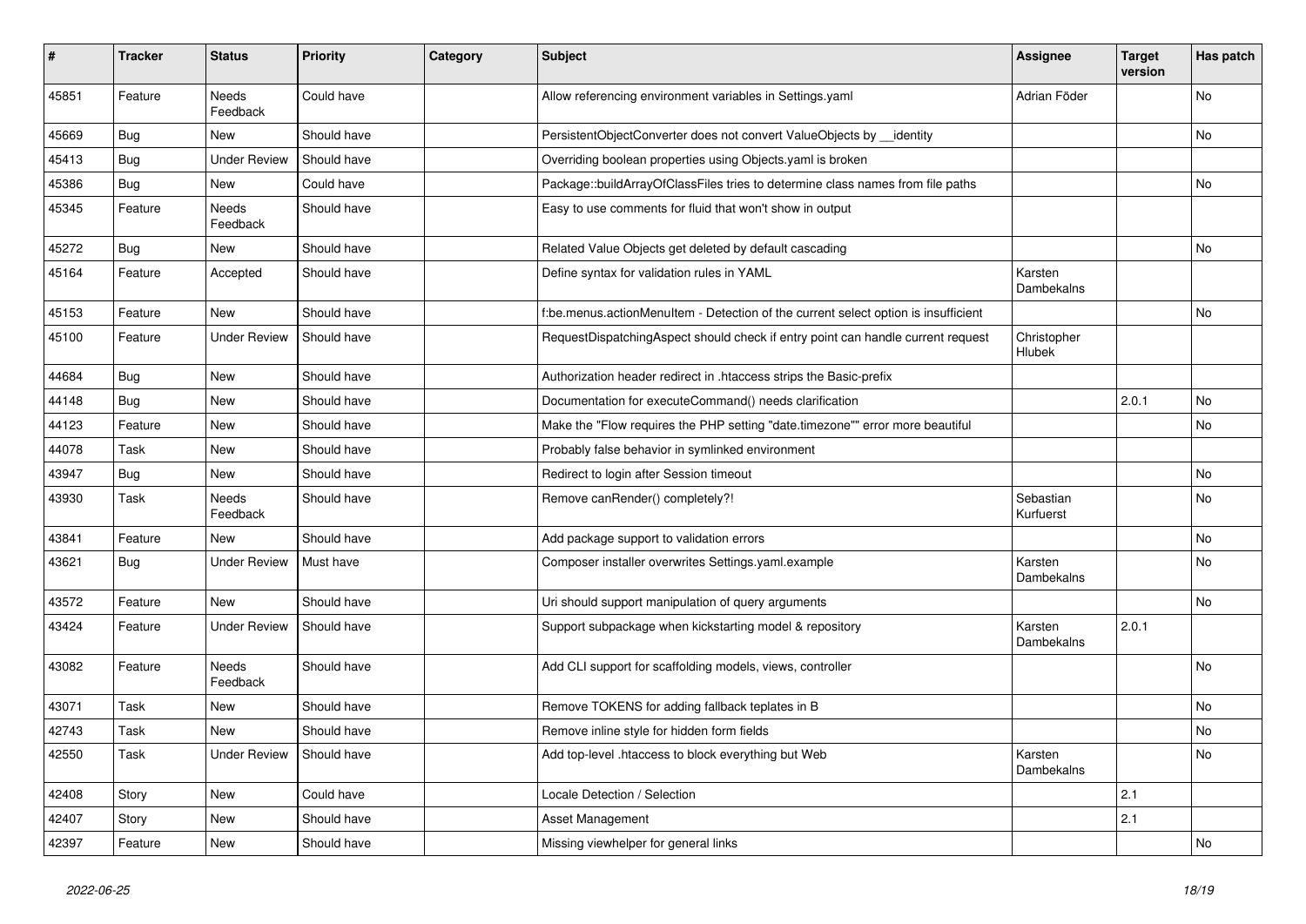| # | Tracker | Status | Priority | Category | Subject | Assignee | Target version | Has patch |
|---|---|---|---|---|---|---|---|---|
| 45851 | Feature | Needs Feedback | Could have | | Allow referencing environment variables in Settings.yaml | Adrian Föder | | No |
| 45669 | Bug | New | Should have | | PersistentObjectConverter does not convert ValueObjects by __identity | | | No |
| 45413 | Bug | Under Review | Should have | | Overriding boolean properties using Objects.yaml is broken | | | |
| 45386 | Bug | New | Could have | | Package::buildArrayOfClassFiles tries to determine class names from file paths | | | No |
| 45345 | Feature | Needs Feedback | Should have | | Easy to use comments for fluid that won't show in output | | | |
| 45272 | Bug | New | Should have | | Related Value Objects get deleted by default cascading | | | No |
| 45164 | Feature | Accepted | Should have | | Define syntax for validation rules in YAML | Karsten Dambekalns | | |
| 45153 | Feature | New | Should have | | f:be.menus.actionMenuItem - Detection of the current select option is insufficient | | | No |
| 45100 | Feature | Under Review | Should have | | RequestDispatchingAspect should check if entry point can handle current request | Christopher Hlubek | | |
| 44684 | Bug | New | Should have | | Authorization header redirect in .htaccess strips the Basic-prefix | | | |
| 44148 | Bug | New | Should have | | Documentation for executeCommand() needs clarification | | 2.0.1 | No |
| 44123 | Feature | New | Should have | | Make the "Flow requires the PHP setting "date.timezone"" error more beautiful | | | No |
| 44078 | Task | New | Should have | | Probably false behavior in symlinked environment | | | |
| 43947 | Bug | New | Should have | | Redirect to login after Session timeout | | | No |
| 43930 | Task | Needs Feedback | Should have | | Remove canRender() completely?! | Sebastian Kurfuerst | | No |
| 43841 | Feature | New | Should have | | Add package support to validation errors | | | No |
| 43621 | Bug | Under Review | Must have | | Composer installer overwrites Settings.yaml.example | Karsten Dambekalns | | No |
| 43572 | Feature | New | Should have | | Uri should support manipulation of query arguments | | | No |
| 43424 | Feature | Under Review | Should have | | Support subpackage when kickstarting model & repository | Karsten Dambekalns | 2.0.1 | |
| 43082 | Feature | Needs Feedback | Should have | | Add CLI support for scaffolding models, views, controller | | | No |
| 43071 | Task | New | Should have | | Remove TOKENS for adding fallback teplates in B | | | No |
| 42743 | Task | New | Should have | | Remove inline style for hidden form fields | | | No |
| 42550 | Task | Under Review | Should have | | Add top-level .htaccess to block everything but Web | Karsten Dambekalns | | No |
| 42408 | Story | New | Could have | | Locale Detection / Selection | | 2.1 | |
| 42407 | Story | New | Should have | | Asset Management | | 2.1 | |
| 42397 | Feature | New | Should have | | Missing viewhelper for general links | | | No |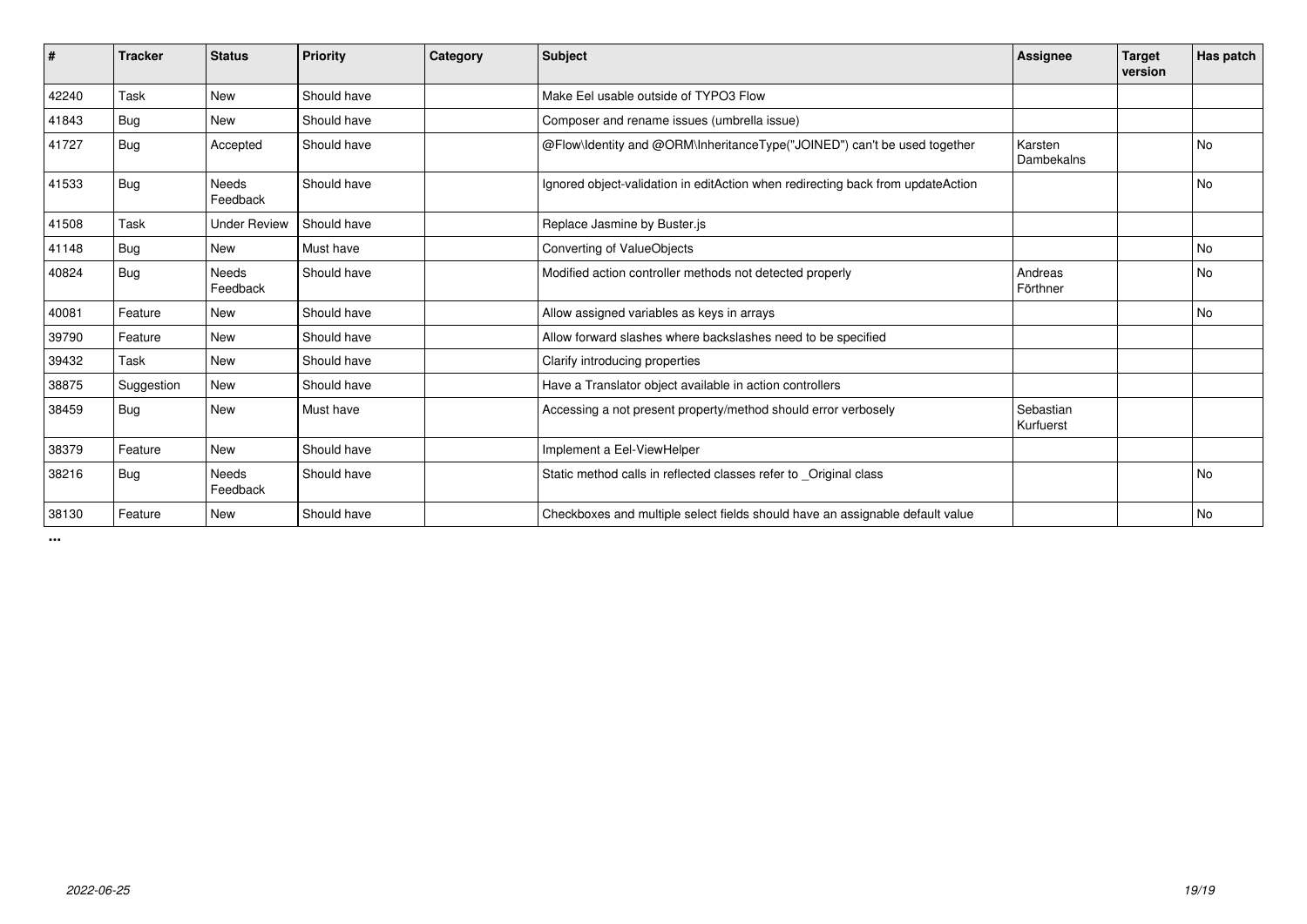| # | Tracker | Status | Priority | Category | Subject | Assignee | Target version | Has patch |
|---|---|---|---|---|---|---|---|---|
| 42240 | Task | New | Should have | | Make Eel usable outside of TYPO3 Flow | | | |
| 41843 | Bug | New | Should have | | Composer and rename issues (umbrella issue) | | | |
| 41727 | Bug | Accepted | Should have | | @Flow\Identity and @ORM\InheritanceType("JOINED") can't be used together | Karsten Dambekalns | | No |
| 41533 | Bug | Needs Feedback | Should have | | Ignored object-validation in editAction when redirecting back from updateAction | | | No |
| 41508 | Task | Under Review | Should have | | Replace Jasmine by Buster.js | | | |
| 41148 | Bug | New | Must have | | Converting of ValueObjects | | | No |
| 40824 | Bug | Needs Feedback | Should have | | Modified action controller methods not detected properly | Andreas Förthner | | No |
| 40081 | Feature | New | Should have | | Allow assigned variables as keys in arrays | | | No |
| 39790 | Feature | New | Should have | | Allow forward slashes where backslashes need to be specified | | | |
| 39432 | Task | New | Should have | | Clarify introducing properties | | | |
| 38875 | Suggestion | New | Should have | | Have a Translator object available in action controllers | | | |
| 38459 | Bug | New | Must have | | Accessing a not present property/method should error verbosely | Sebastian Kurfuerst | | |
| 38379 | Feature | New | Should have | | Implement a Eel-ViewHelper | | | |
| 38216 | Bug | Needs Feedback | Should have | | Static method calls in reflected classes refer to _Original class | | | No |
| 38130 | Feature | New | Should have | | Checkboxes and multiple select fields should have an assignable default value | | | No |

...